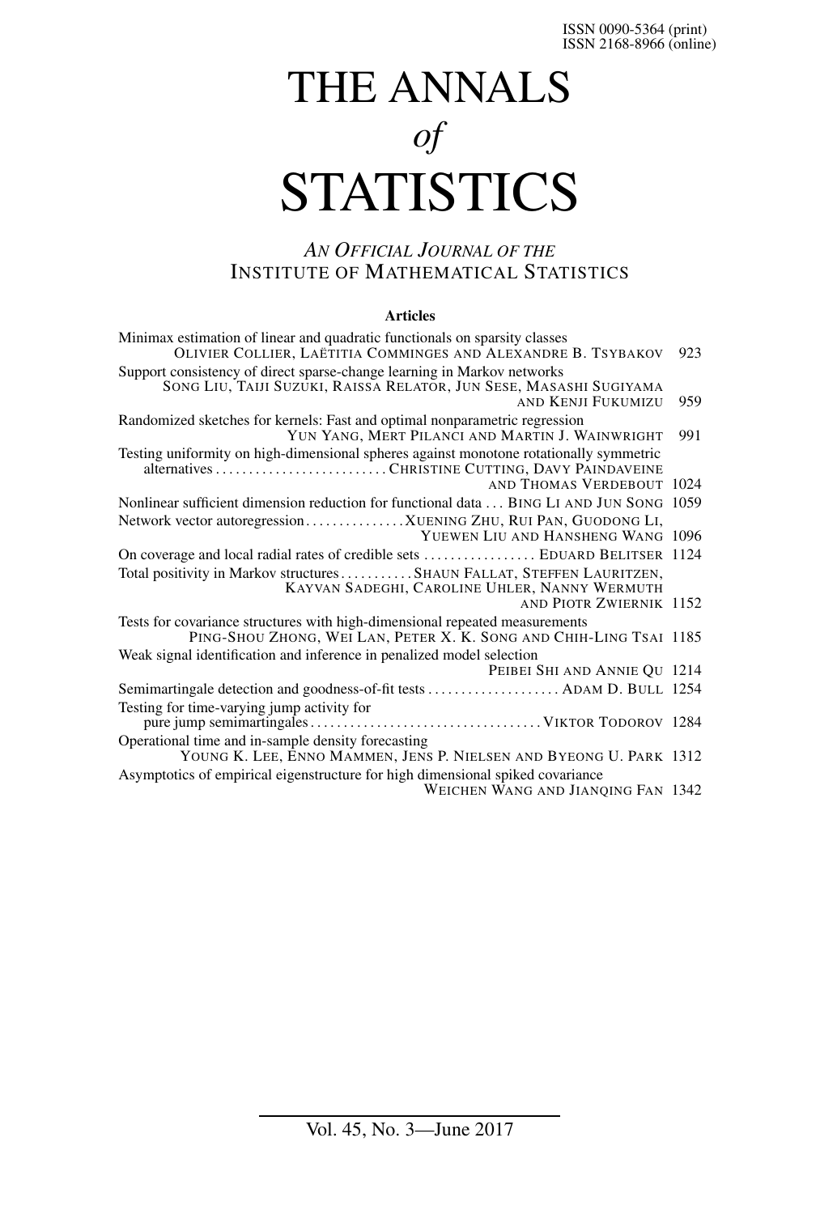ISSN 0090-5364 (print)
ISSN 2168-8966 (online)

# THE ANNALS *of* STATISTICS

*AN OFFICIAL JOURNAL OF THE*
INSTITUTE OF MATHEMATICAL STATISTICS

## Articles

Minimax estimation of linear and quadratic functionals on sparsity classes
OLIVIER COLLIER, LAËTITIA COMMINGES AND ALEXANDRE B. TSYBAKOV 923

Support consistency of direct sparse-change learning in Markov networks
SONG LIU, TAIJI SUZUKI, RAISSA RELATOR, JUN SESE, MASASHI SUGIYAMA AND KENJI FUKUMIZU 959

Randomized sketches for kernels: Fast and optimal nonparametric regression
YUN YANG, MERT PILANCI AND MARTIN J. WAINWRIGHT 991

Testing uniformity on high-dimensional spheres against monotone rotationally symmetric alternatives . . . . . . . . . . . . . . . . . . . . . . . . . CHRISTINE CUTTING, DAVY PAINDAVEINE AND THOMAS VERDEBOUT 1024

Nonlinear sufficient dimension reduction for functional data . . . BING LI AND JUN SONG 1059

Network vector autoregression . . . . . . . . . . . . . . . XUENING ZHU, RUI PAN, GUODONG LI, YUEWEN LIU AND HANSHENG WANG 1096

On coverage and local radial rates of credible sets . . . . . . . . . . . . . . . . . EDUARD BELITSER 1124

Total positivity in Markov structures . . . . . . . . . . . SHAUN FALLAT, STEFFEN LAURITZEN, KAYVAN SADEGHI, CAROLINE UHLER, NANNY WERMUTH AND PIOTR ZWIERNIK 1152

Tests for covariance structures with high-dimensional repeated measurements
PING-SHOU ZHONG, WEI LAN, PETER X. K. SONG AND CHIH-LING TSAI 1185

Weak signal identification and inference in penalized model selection
PEIBEI SHI AND ANNIE QU 1214

Semimartingale detection and goodness-of-fit tests . . . . . . . . . . . . . . . . . . . . ADAM D. BULL 1254

Testing for time-varying jump activity for pure jump semimartingales . . . . . . . . . . . . . . . . . . . . . . . . . . . . . . . . . . . VIKTOR TODOROV 1284

Operational time and in-sample density forecasting
YOUNG K. LEE, ENNO MAMMEN, JENS P. NIELSEN AND BYEONG U. PARK 1312

Asymptotics of empirical eigenstructure for high dimensional spiked covariance
WEICHEN WANG AND JIANQING FAN 1342

Vol. 45, No. 3—June 2017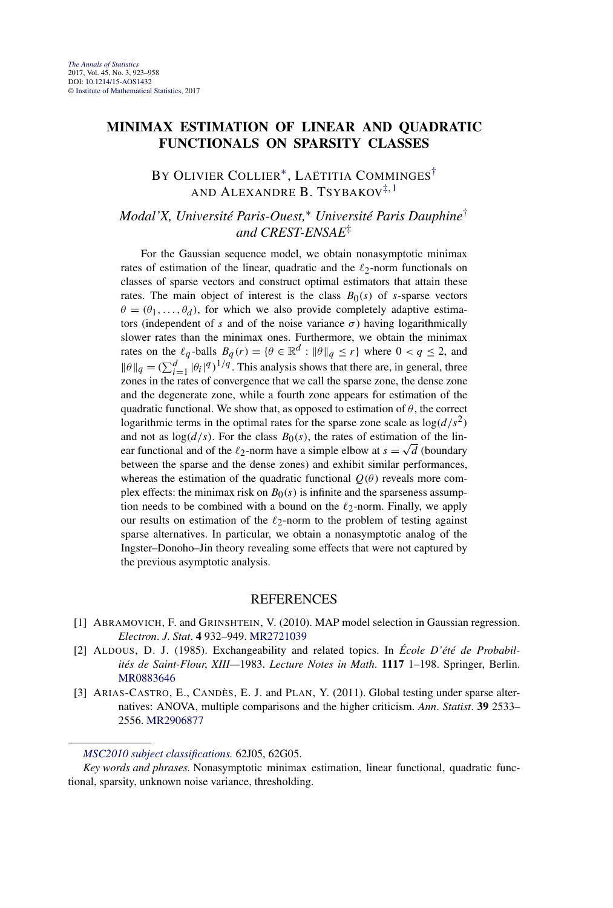# MINIMAX ESTIMATION OF LINEAR AND QUADRATIC FUNCTIONALS ON SPARSITY CLASSES

By Olivier Collier[*], Laëtitia Comminges[†] and Alexandre B. Tsybakov[‡,1]

*Modal'X, Université Paris-Ouest,[*] Université Paris Dauphine[†] and CREST-ENSAE[‡]*

For the Gaussian sequence model, we obtain nonasymptotic minimax rates of estimation of the linear, quadratic and the $\ell_2$-norm functionals on classes of sparse vectors and construct optimal estimators that attain these rates. The main object of interest is the class $B_0(s)$ of $s$-sparse vectors $\theta = (\theta_1, \dots, \theta_d)$, for which we also provide completely adaptive estimators (independent of $s$ and of the noise variance $\sigma$) having logarithmically slower rates than the minimax ones. Furthermore, we obtain the minimax rates on the $\ell_q$-balls $B_q(r) = \{\theta \in \mathbb{R}^d : \|\theta\|_q \le r\}$ where $0 < q \le 2$, and $\|\theta\|_q = (\sum_{i=1}^d |\theta_i|^q)^{1/q}$. This analysis shows that there are, in general, three zones in the rates of convergence that we call the sparse zone, the dense zone and the degenerate zone, while a fourth zone appears for estimation of the quadratic functional. We show that, as opposed to estimation of $\theta$, the correct logarithmic terms in the optimal rates for the sparse zone scale as $\log(d/s^2)$ and not as $\log(d/s)$. For the class $B_0(s)$, the rates of estimation of the linear functional and of the $\ell_2$-norm have a simple elbow at $s = \sqrt{d}$ (boundary between the sparse and the dense zones) and exhibit similar performances, whereas the estimation of the quadratic functional $Q(\theta)$ reveals more complex effects: the minimax risk on $B_0(s)$ is infinite and the sparseness assumption needs to be combined with a bound on the $\ell_2$-norm. Finally, we apply our results on estimation of the $\ell_2$-norm to the problem of testing against sparse alternatives. In particular, we obtain a nonasymptotic analog of the Ingster–Donoho–Jin theory revealing some effects that were not captured by the previous asymptotic analysis.

## REFERENCES

[1] Abramovich, F. and Grinshtein, V. (2010). MAP model selection in Gaussian regression. *Electron. J. Stat.* **4** 932–949. MR2721039

[2] Aldous, D. J. (1985). Exchangeability and related topics. In *École D'été de Probabilités de Saint-Flour, XIII—1983. Lecture Notes in Math.* **1117** 1–198. Springer, Berlin. MR0883646

[3] Arias-Castro, E., Candès, E. J. and Plan, Y. (2011). Global testing under sparse alternatives: ANOVA, multiple comparisons and the higher criticism. *Ann. Statist.* **39** 2533–2556. MR2906877

---

*MSC2010 subject classifications.* 62J05, 62G05.

*Key words and phrases.* Nonasymptotic minimax estimation, linear functional, quadratic functional, sparsity, unknown noise variance, thresholding.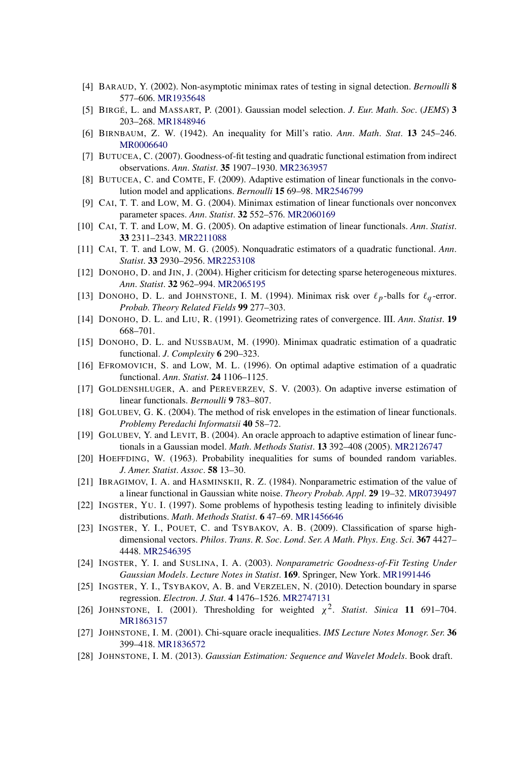[4] BARAUD, Y. (2002). Non-asymptotic minimax rates of testing in signal detection. *Bernoulli* **8** 577–606. MR1935648

[5] BIRGÉ, L. and MASSART, P. (2001). Gaussian model selection. *J. Eur. Math. Soc*. (*JEMS*) **3** 203–268. MR1848946

[6] BIRNBAUM, Z. W. (1942). An inequality for Mill's ratio. *Ann. Math. Stat*. **13** 245–246. MR0006640

[7] BUTUCEA, C. (2007). Goodness-of-fit testing and quadratic functional estimation from indirect observations. *Ann. Statist*. **35** 1907–1930. MR2363957

[8] BUTUCEA, C. and COMTE, F. (2009). Adaptive estimation of linear functionals in the convolution model and applications. *Bernoulli* **15** 69–98. MR2546799

[9] CAI, T. T. and LOW, M. G. (2004). Minimax estimation of linear functionals over nonconvex parameter spaces. *Ann. Statist*. **32** 552–576. MR2060169

[10] CAI, T. T. and LOW, M. G. (2005). On adaptive estimation of linear functionals. *Ann. Statist*. **33** 2311–2343. MR2211088

[11] CAI, T. T. and LOW, M. G. (2005). Nonquadratic estimators of a quadratic functional. *Ann. Statist*. **33** 2930–2956. MR2253108

[12] DONOHO, D. and JIN, J. (2004). Higher criticism for detecting sparse heterogeneous mixtures. *Ann. Statist*. **32** 962–994. MR2065195

[13] DONOHO, D. L. and JOHNSTONE, I. M. (1994). Minimax risk over $\ell_p$-balls for $\ell_q$-error. *Probab. Theory Related Fields* **99** 277–303.

[14] DONOHO, D. L. and LIU, R. (1991). Geometrizing rates of convergence. III. *Ann. Statist*. **19** 668–701.

[15] DONOHO, D. L. and NUSSBAUM, M. (1990). Minimax quadratic estimation of a quadratic functional. *J. Complexity* **6** 290–323.

[16] EFROMOVICH, S. and LOW, M. L. (1996). On optimal adaptive estimation of a quadratic functional. *Ann. Statist*. **24** 1106–1125.

[17] GOLDENSHLUGER, A. and PEREVERZEV, S. V. (2003). On adaptive inverse estimation of linear functionals. *Bernoulli* **9** 783–807.

[18] GOLUBEV, G. K. (2004). The method of risk envelopes in the estimation of linear functionals. *Problemy Peredachi Informatsii* **40** 58–72.

[19] GOLUBEV, Y. and LEVIT, B. (2004). An oracle approach to adaptive estimation of linear functionals in a Gaussian model. *Math. Methods Statist*. **13** 392–408 (2005). MR2126747

[20] HOEFFDING, W. (1963). Probability inequalities for sums of bounded random variables. *J. Amer. Statist. Assoc*. **58** 13–30.

[21] IBRAGIMOV, I. A. and HASMINSKII, R. Z. (1984). Nonparametric estimation of the value of a linear functional in Gaussian white noise. *Theory Probab. Appl*. **29** 19–32. MR0739497

[22] INGSTER, YU. I. (1997). Some problems of hypothesis testing leading to infinitely divisible distributions. *Math. Methods Statist*. **6** 47–69. MR1456646

[23] INGSTER, Y. I., POUET, C. and TSYBAKOV, A. B. (2009). Classification of sparse high-dimensional vectors. *Philos. Trans. R. Soc. Lond. Ser. A Math. Phys. Eng. Sci*. **367** 4427–4448. MR2546395

[24] INGSTER, Y. I. and SUSLINA, I. A. (2003). *Nonparametric Goodness-of-Fit Testing Under Gaussian Models*. *Lecture Notes in Statist*. **169**. Springer, New York. MR1991446

[25] INGSTER, Y. I., TSYBAKOV, A. B. and VERZELEN, N. (2010). Detection boundary in sparse regression. *Electron. J. Stat*. **4** 1476–1526. MR2747131

[26] JOHNSTONE, I. (2001). Thresholding for weighted $\chi^2$. *Statist. Sinica* **11** 691–704. MR1863157

[27] JOHNSTONE, I. M. (2001). Chi-square oracle inequalities. *IMS Lecture Notes Monogr. Ser.* **36** 399–418. MR1836572

[28] JOHNSTONE, I. M. (2013). *Gaussian Estimation: Sequence and Wavelet Models*. Book draft.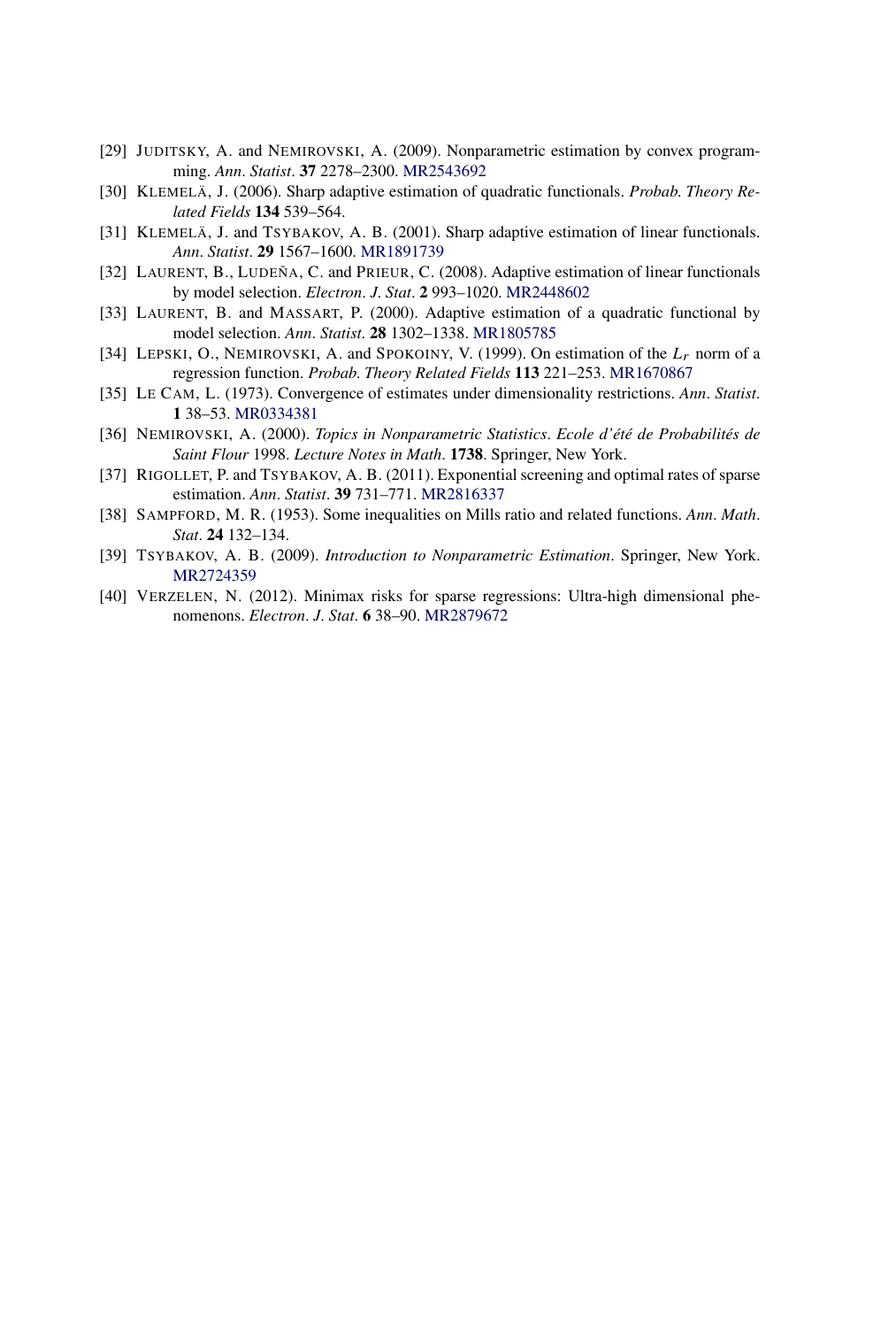[29] JUDITSKY, A. and NEMIROVSKI, A. (2009). Nonparametric estimation by convex programming. *Ann. Statist.* **37** 2278–2300. MR2543692

[30] KLEMELÄ, J. (2006). Sharp adaptive estimation of quadratic functionals. *Probab. Theory Related Fields* **134** 539–564.

[31] KLEMELÄ, J. and TSYBAKOV, A. B. (2001). Sharp adaptive estimation of linear functionals. *Ann. Statist.* **29** 1567–1600. MR1891739

[32] LAURENT, B., LUDEÑA, C. and PRIEUR, C. (2008). Adaptive estimation of linear functionals by model selection. *Electron. J. Stat.* **2** 993–1020. MR2448602

[33] LAURENT, B. and MASSART, P. (2000). Adaptive estimation of a quadratic functional by model selection. *Ann. Statist.* **28** 1302–1338. MR1805785

[34] LEPSKI, O., NEMIROVSKI, A. and SPOKOINY, V. (1999). On estimation of the $L_r$ norm of a regression function. *Probab. Theory Related Fields* **113** 221–253. MR1670867

[35] LE CAM, L. (1973). Convergence of estimates under dimensionality restrictions. *Ann. Statist.* **1** 38–53. MR0334381

[36] NEMIROVSKI, A. (2000). *Topics in Nonparametric Statistics. Ecole d'été de Probabilités de Saint Flour* 1998. *Lecture Notes in Math.* **1738**. Springer, New York.

[37] RIGOLLET, P. and TSYBAKOV, A. B. (2011). Exponential screening and optimal rates of sparse estimation. *Ann. Statist.* **39** 731–771. MR2816337

[38] SAMPFORD, M. R. (1953). Some inequalities on Mills ratio and related functions. *Ann. Math. Stat.* **24** 132–134.

[39] TSYBAKOV, A. B. (2009). *Introduction to Nonparametric Estimation*. Springer, New York. MR2724359

[40] VERZELEN, N. (2012). Minimax risks for sparse regressions: Ultra-high dimensional phenomenons. *Electron. J. Stat.* **6** 38–90. MR2879672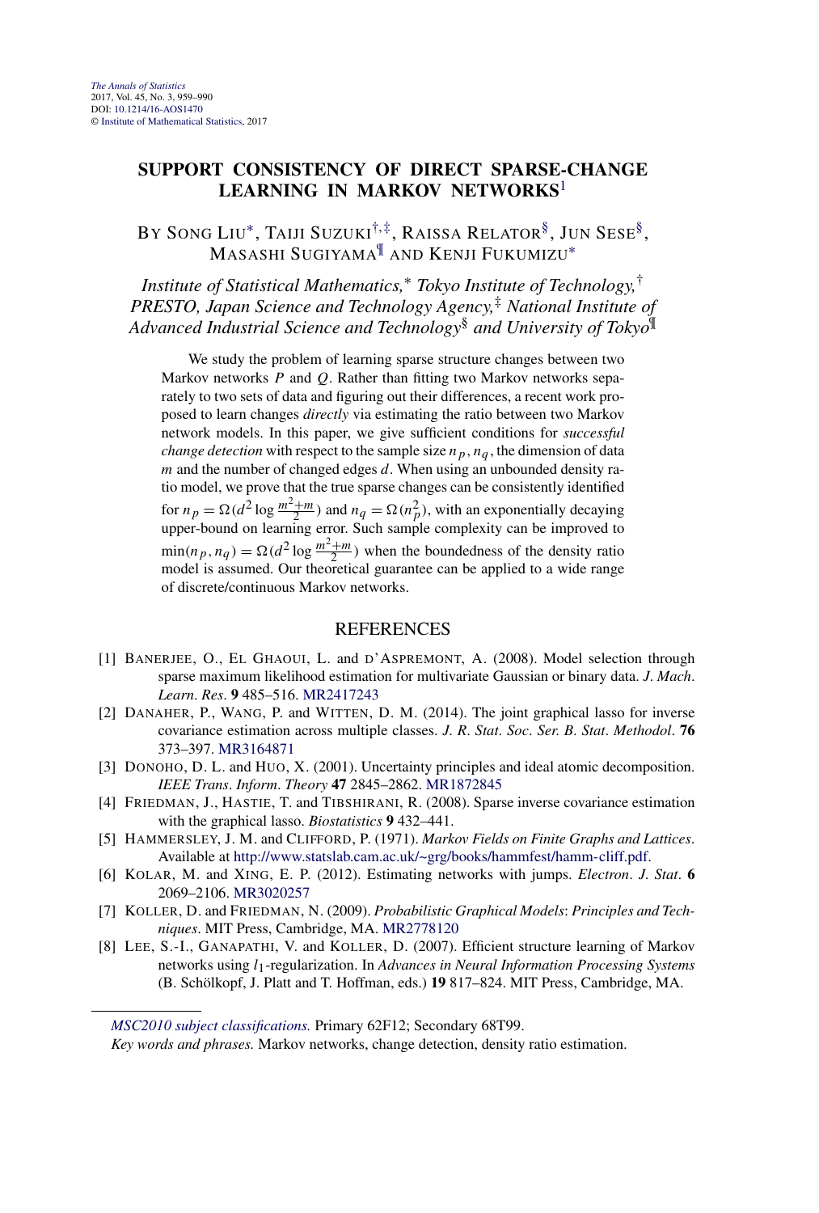# SUPPORT CONSISTENCY OF DIRECT SPARSE-CHANGE LEARNING IN MARKOV NETWORKS[1]

BY SONG LIU[*], TAIJI SUZUKI[†,‡], RAISSA RELATOR[§], JUN SESE[§], MASASHI SUGIYAMA[¶] AND KENJI FUKUMIZU[*]

*Institute of Statistical Mathematics,[*] Tokyo Institute of Technology,[†] PRESTO, Japan Science and Technology Agency,[‡] National Institute of Advanced Industrial Science and Technology[§] and University of Tokyo[¶]*

We study the problem of learning sparse structure changes between two Markov networks $P$ and $Q$. Rather than fitting two Markov networks separately to two sets of data and figuring out their differences, a recent work proposed to learn changes *directly* via estimating the ratio between two Markov network models. In this paper, we give sufficient conditions for *successful change detection* with respect to the sample size $n_p, n_q$, the dimension of data $m$ and the number of changed edges $d$. When using an unbounded density ratio model, we prove that the true sparse changes can be consistently identified for $n_p = \Omega(d^2 \log \frac{m^2+m}{2})$ and $n_q = \Omega(n_p^2)$, with an exponentially decaying upper-bound on learning error. Such sample complexity can be improved to $\min(n_p, n_q) = \Omega(d^2 \log \frac{m^2+m}{2})$ when the boundedness of the density ratio model is assumed. Our theoretical guarantee can be applied to a wide range of discrete/continuous Markov networks.

## REFERENCES

[1] BANERJEE, O., EL GHAOUI, L. and D'ASPREMONT, A. (2008). Model selection through sparse maximum likelihood estimation for multivariate Gaussian or binary data. *J. Mach. Learn. Res.* **9** 485–516. MR2417243

[2] DANAHER, P., WANG, P. and WITTEN, D. M. (2014). The joint graphical lasso for inverse covariance estimation across multiple classes. *J. R. Stat. Soc. Ser. B. Stat. Methodol.* **76** 373–397. MR3164871

[3] DONOHO, D. L. and HUO, X. (2001). Uncertainty principles and ideal atomic decomposition. *IEEE Trans. Inform. Theory* **47** 2845–2862. MR1872845

[4] FRIEDMAN, J., HASTIE, T. and TIBSHIRANI, R. (2008). Sparse inverse covariance estimation with the graphical lasso. *Biostatistics* **9** 432–441.

[5] HAMMERSLEY, J. M. and CLIFFORD, P. (1971). *Markov Fields on Finite Graphs and Lattices*. Available at http://www.statslab.cam.ac.uk/~grg/books/hammfest/hamm-cliff.pdf.

[6] KOLAR, M. and XING, E. P. (2012). Estimating networks with jumps. *Electron. J. Stat.* **6** 2069–2106. MR3020257

[7] KOLLER, D. and FRIEDMAN, N. (2009). *Probabilistic Graphical Models: Principles and Techniques*. MIT Press, Cambridge, MA. MR2778120

[8] LEE, S.-I., GANAPATHI, V. and KOLLER, D. (2007). Efficient structure learning of Markov networks using $l_1$-regularization. In *Advances in Neural Information Processing Systems* (B. Schölkopf, J. Platt and T. Hoffman, eds.) **19** 817–824. MIT Press, Cambridge, MA.

---

*MSC2010 subject classifications.* Primary 62F12; Secondary 68T99.

*Key words and phrases.* Markov networks, change detection, density ratio estimation.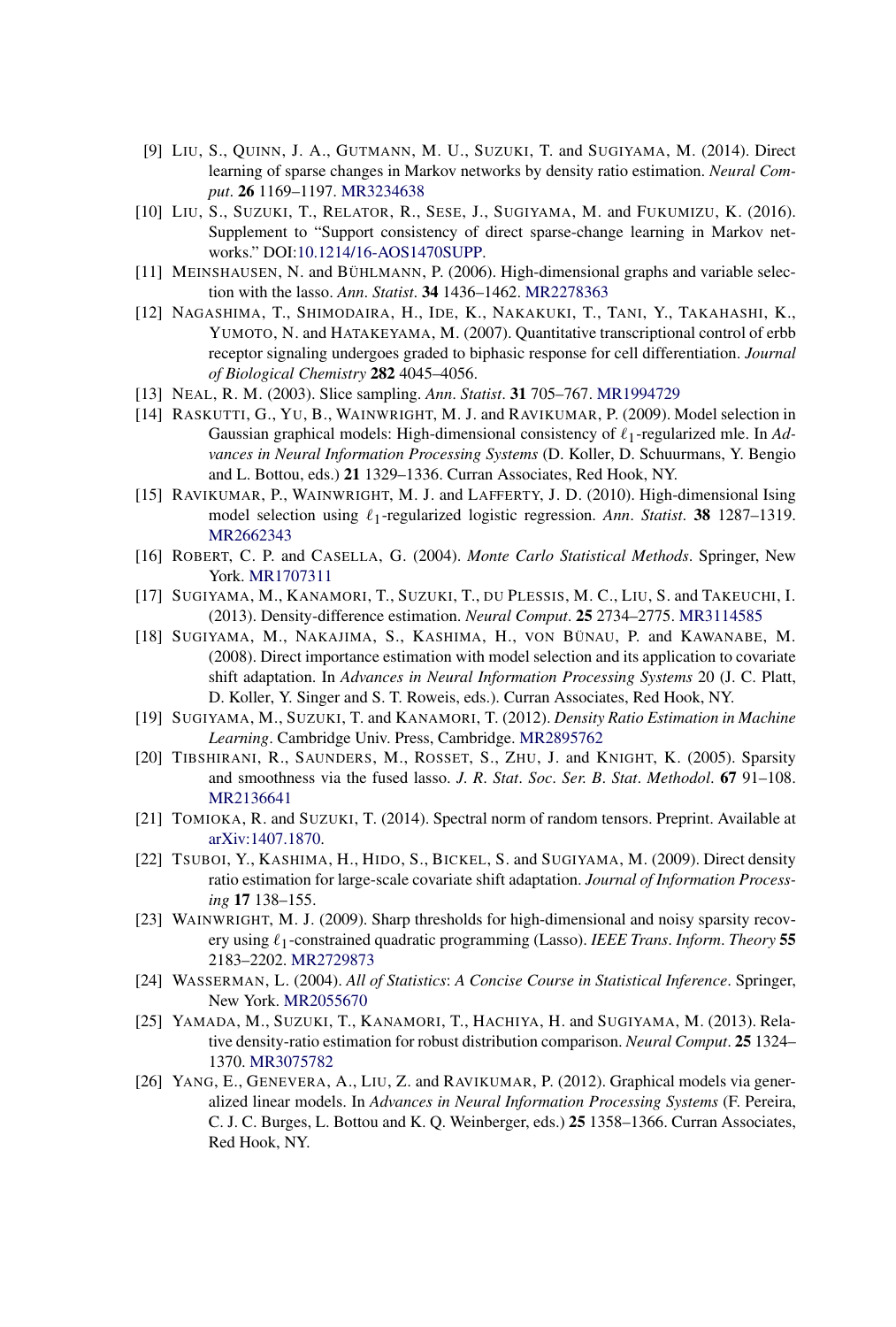[9] LIU, S., QUINN, J. A., GUTMANN, M. U., SUZUKI, T. and SUGIYAMA, M. (2014). Direct learning of sparse changes in Markov networks by density ratio estimation. *Neural Comput*. **26** 1169–1197. MR3234638

[10] LIU, S., SUZUKI, T., RELATOR, R., SESE, J., SUGIYAMA, M. and FUKUMIZU, K. (2016). Supplement to "Support consistency of direct sparse-change learning in Markov networks." DOI:10.1214/16-AOS1470SUPP.

[11] MEINSHAUSEN, N. and BÜHLMANN, P. (2006). High-dimensional graphs and variable selection with the lasso. *Ann. Statist*. **34** 1436–1462. MR2278363

[12] NAGASHIMA, T., SHIMODAIRA, H., IDE, K., NAKAKUKI, T., TANI, Y., TAKAHASHI, K., YUMOTO, N. and HATAKEYAMA, M. (2007). Quantitative transcriptional control of erbb receptor signaling undergoes graded to biphasic response for cell differentiation. *Journal of Biological Chemistry* **282** 4045–4056.

[13] NEAL, R. M. (2003). Slice sampling. *Ann. Statist*. **31** 705–767. MR1994729

[14] RASKUTTI, G., YU, B., WAINWRIGHT, M. J. and RAVIKUMAR, P. (2009). Model selection in Gaussian graphical models: High-dimensional consistency of $\ell_1$-regularized mle. In *Advances in Neural Information Processing Systems* (D. Koller, D. Schuurmans, Y. Bengio and L. Bottou, eds.) **21** 1329–1336. Curran Associates, Red Hook, NY.

[15] RAVIKUMAR, P., WAINWRIGHT, M. J. and LAFFERTY, J. D. (2010). High-dimensional Ising model selection using $\ell_1$-regularized logistic regression. *Ann. Statist*. **38** 1287–1319. MR2662343

[16] ROBERT, C. P. and CASELLA, G. (2004). *Monte Carlo Statistical Methods*. Springer, New York. MR1707311

[17] SUGIYAMA, M., KANAMORI, T., SUZUKI, T., DU PLESSIS, M. C., LIU, S. and TAKEUCHI, I. (2013). Density-difference estimation. *Neural Comput*. **25** 2734–2775. MR3114585

[18] SUGIYAMA, M., NAKAJIMA, S., KASHIMA, H., VON BÜNAU, P. and KAWANABE, M. (2008). Direct importance estimation with model selection and its application to covariate shift adaptation. In *Advances in Neural Information Processing Systems* 20 (J. C. Platt, D. Koller, Y. Singer and S. T. Roweis, eds.). Curran Associates, Red Hook, NY.

[19] SUGIYAMA, M., SUZUKI, T. and KANAMORI, T. (2012). *Density Ratio Estimation in Machine Learning*. Cambridge Univ. Press, Cambridge. MR2895762

[20] TIBSHIRANI, R., SAUNDERS, M., ROSSET, S., ZHU, J. and KNIGHT, K. (2005). Sparsity and smoothness via the fused lasso. *J. R. Stat. Soc. Ser. B. Stat. Methodol*. **67** 91–108. MR2136641

[21] TOMIOKA, R. and SUZUKI, T. (2014). Spectral norm of random tensors. Preprint. Available at arXiv:1407.1870.

[22] TSUBOI, Y., KASHIMA, H., HIDO, S., BICKEL, S. and SUGIYAMA, M. (2009). Direct density ratio estimation for large-scale covariate shift adaptation. *Journal of Information Processing* **17** 138–155.

[23] WAINWRIGHT, M. J. (2009). Sharp thresholds for high-dimensional and noisy sparsity recovery using $\ell_1$-constrained quadratic programming (Lasso). *IEEE Trans. Inform. Theory* **55** 2183–2202. MR2729873

[24] WASSERMAN, L. (2004). *All of Statistics: A Concise Course in Statistical Inference*. Springer, New York. MR2055670

[25] YAMADA, M., SUZUKI, T., KANAMORI, T., HACHIYA, H. and SUGIYAMA, M. (2013). Relative density-ratio estimation for robust distribution comparison. *Neural Comput*. **25** 1324–1370. MR3075782

[26] YANG, E., GENEVERA, A., LIU, Z. and RAVIKUMAR, P. (2012). Graphical models via generalized linear models. In *Advances in Neural Information Processing Systems* (F. Pereira, C. J. C. Burges, L. Bottou and K. Q. Weinberger, eds.) **25** 1358–1366. Curran Associates, Red Hook, NY.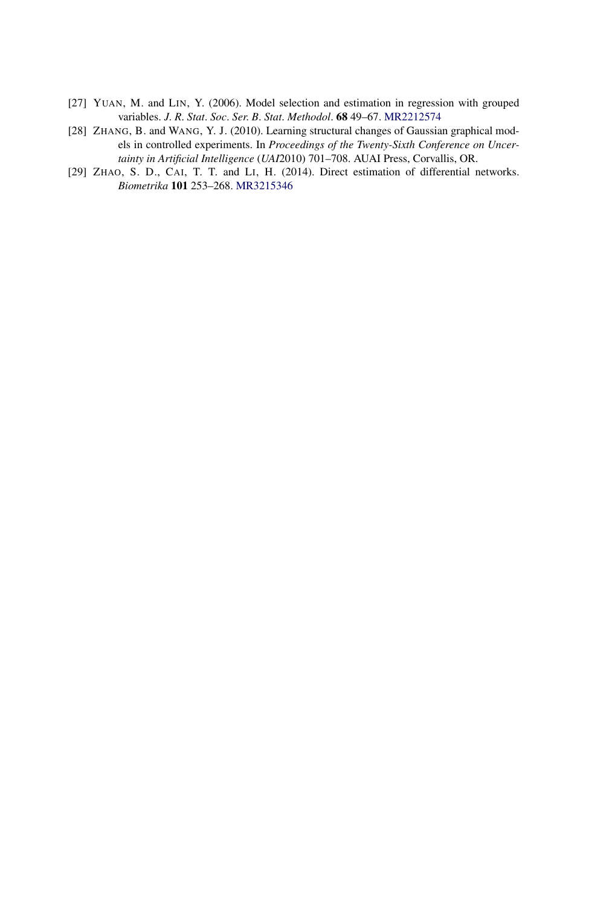[27] YUAN, M. and LIN, Y. (2006). Model selection and estimation in regression with grouped variables. *J. R. Stat. Soc. Ser. B. Stat. Methodol.* **68** 49–67. MR2212574

[28] ZHANG, B. and WANG, Y. J. (2010). Learning structural changes of Gaussian graphical models in controlled experiments. In *Proceedings of the Twenty-Sixth Conference on Uncertainty in Artificial Intelligence* (*UAI*2010) 701–708. AUAI Press, Corvallis, OR.

[29] ZHAO, S. D., CAI, T. T. and LI, H. (2014). Direct estimation of differential networks. *Biometrika* **101** 253–268. MR3215346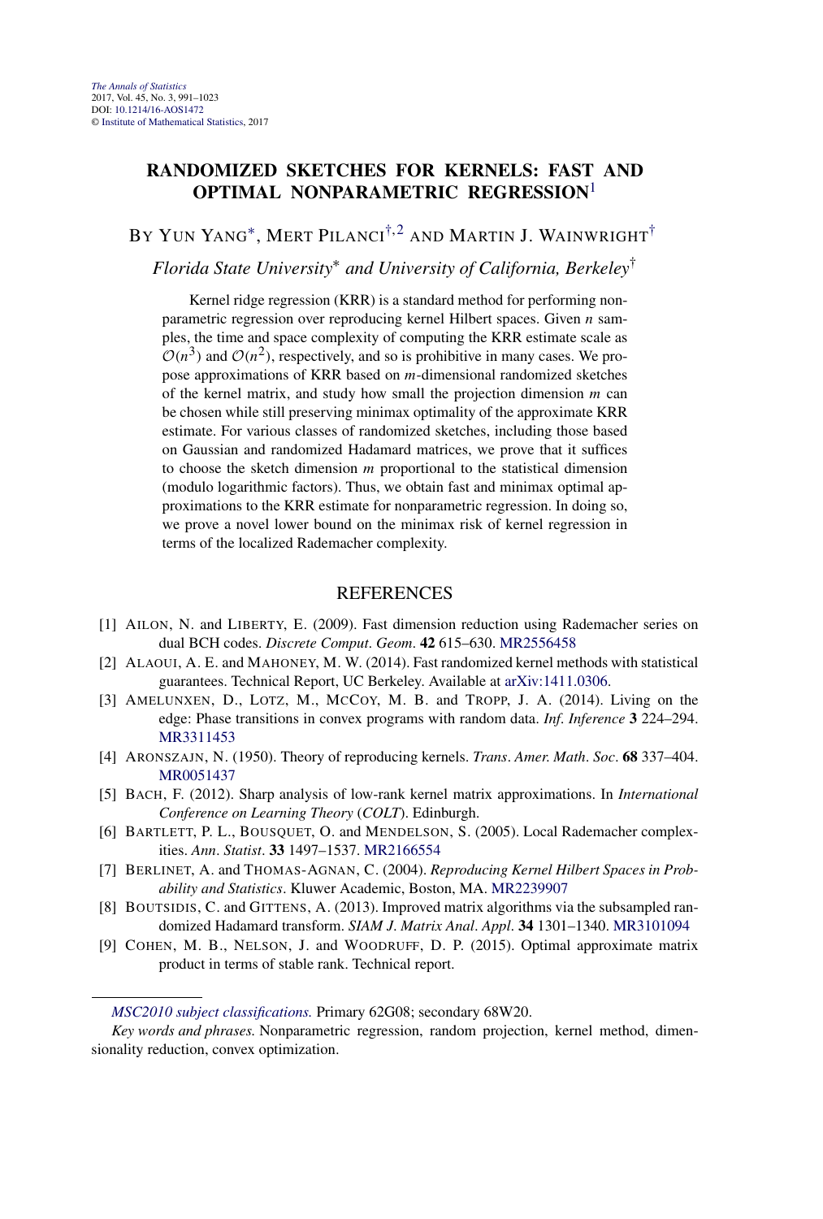# RANDOMIZED SKETCHES FOR KERNELS: FAST AND OPTIMAL NONPARAMETRIC REGRESSION[1]

BY YUN YANG[*], MERT PILANCI[†,2] AND MARTIN J. WAINWRIGHT[†]

*Florida State University*[*] *and University of California, Berkeley*[†]

Kernel ridge regression (KRR) is a standard method for performing nonparametric regression over reproducing kernel Hilbert spaces. Given $n$ samples, the time and space complexity of computing the KRR estimate scale as $\mathcal{O}(n^3)$ and $\mathcal{O}(n^2)$, respectively, and so is prohibitive in many cases. We propose approximations of KRR based on $m$-dimensional randomized sketches of the kernel matrix, and study how small the projection dimension $m$ can be chosen while still preserving minimax optimality of the approximate KRR estimate. For various classes of randomized sketches, including those based on Gaussian and randomized Hadamard matrices, we prove that it suffices to choose the sketch dimension $m$ proportional to the statistical dimension (modulo logarithmic factors). Thus, we obtain fast and minimax optimal approximations to the KRR estimate for nonparametric regression. In doing so, we prove a novel lower bound on the minimax risk of kernel regression in terms of the localized Rademacher complexity.

## REFERENCES

[1] AILON, N. and LIBERTY, E. (2009). Fast dimension reduction using Rademacher series on dual BCH codes. *Discrete Comput. Geom.* **42** 615–630. MR2556458

[2] ALAOUI, A. E. and MAHONEY, M. W. (2014). Fast randomized kernel methods with statistical guarantees. Technical Report, UC Berkeley. Available at arXiv:1411.0306.

[3] AMELUNXEN, D., LOTZ, M., MCCOY, M. B. and TROPP, J. A. (2014). Living on the edge: Phase transitions in convex programs with random data. *Inf. Inference* **3** 224–294. MR3311453

[4] ARONSZAJN, N. (1950). Theory of reproducing kernels. *Trans. Amer. Math. Soc.* **68** 337–404. MR0051437

[5] BACH, F. (2012). Sharp analysis of low-rank kernel matrix approximations. In *International Conference on Learning Theory* (*COLT*). Edinburgh.

[6] BARTLETT, P. L., BOUSQUET, O. and MENDELSON, S. (2005). Local Rademacher complexities. *Ann. Statist.* **33** 1497–1537. MR2166554

[7] BERLINET, A. and THOMAS-AGNAN, C. (2004). *Reproducing Kernel Hilbert Spaces in Probability and Statistics*. Kluwer Academic, Boston, MA. MR2239907

[8] BOUTSIDIS, C. and GITTENS, A. (2013). Improved matrix algorithms via the subsampled randomized Hadamard transform. *SIAM J. Matrix Anal. Appl.* **34** 1301–1340. MR3101094

[9] COHEN, M. B., NELSON, J. and WOODRUFF, D. P. (2015). Optimal approximate matrix product in terms of stable rank. Technical report.

*MSC2010 subject classifications.* Primary 62G08; secondary 68W20.

*Key words and phrases.* Nonparametric regression, random projection, kernel method, dimensionality reduction, convex optimization.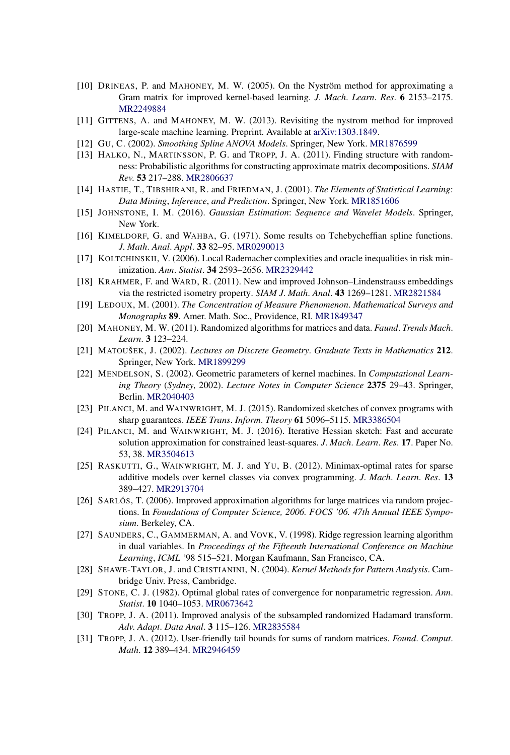[10] DRINEAS, P. and MAHONEY, M. W. (2005). On the Nyström method for approximating a Gram matrix for improved kernel-based learning. *J. Mach. Learn. Res.* **6** 2153–2175. MR2249884

[11] GITTENS, A. and MAHONEY, M. W. (2013). Revisiting the nystrom method for improved large-scale machine learning. Preprint. Available at arXiv:1303.1849.

[12] GU, C. (2002). *Smoothing Spline ANOVA Models*. Springer, New York. MR1876599

[13] HALKO, N., MARTINSSON, P. G. and TROPP, J. A. (2011). Finding structure with randomness: Probabilistic algorithms for constructing approximate matrix decompositions. *SIAM Rev.* **53** 217–288. MR2806637

[14] HASTIE, T., TIBSHIRANI, R. and FRIEDMAN, J. (2001). *The Elements of Statistical Learning: Data Mining, Inference, and Prediction*. Springer, New York. MR1851606

[15] JOHNSTONE, I. M. (2016). *Gaussian Estimation: Sequence and Wavelet Models*. Springer, New York.

[16] KIMELDORF, G. and WAHBA, G. (1971). Some results on Tchebycheffian spline functions. *J. Math. Anal. Appl.* **33** 82–95. MR0290013

[17] KOLTCHINSKII, V. (2006). Local Rademacher complexities and oracle inequalities in risk minimization. *Ann. Statist.* **34** 2593–2656. MR2329442

[18] KRAHMER, F. and WARD, R. (2011). New and improved Johnson–Lindenstrauss embeddings via the restricted isometry property. *SIAM J. Math. Anal.* **43** 1269–1281. MR2821584

[19] LEDOUX, M. (2001). *The Concentration of Measure Phenomenon*. *Mathematical Surveys and Monographs* **89**. Amer. Math. Soc., Providence, RI. MR1849347

[20] MAHONEY, M. W. (2011). Randomized algorithms for matrices and data. *Faund. Trends Mach. Learn.* **3** 123–224.

[21] MATOUŠEK, J. (2002). *Lectures on Discrete Geometry*. *Graduate Texts in Mathematics* **212**. Springer, New York. MR1899299

[22] MENDELSON, S. (2002). Geometric parameters of kernel machines. In *Computational Learning Theory* (*Sydney*, 2002). *Lecture Notes in Computer Science* **2375** 29–43. Springer, Berlin. MR2040403

[23] PILANCI, M. and WAINWRIGHT, M. J. (2015). Randomized sketches of convex programs with sharp guarantees. *IEEE Trans. Inform. Theory* **61** 5096–5115. MR3386504

[24] PILANCI, M. and WAINWRIGHT, M. J. (2016). Iterative Hessian sketch: Fast and accurate solution approximation for constrained least-squares. *J. Mach. Learn. Res.* **17**. Paper No. 53, 38. MR3504613

[25] RASKUTTI, G., WAINWRIGHT, M. J. and YU, B. (2012). Minimax-optimal rates for sparse additive models over kernel classes via convex programming. *J. Mach. Learn. Res.* **13** 389–427. MR2913704

[26] SARLÓS, T. (2006). Improved approximation algorithms for large matrices via random projections. In *Foundations of Computer Science, 2006. FOCS '06. 47th Annual IEEE Symposium*. Berkeley, CA.

[27] SAUNDERS, C., GAMMERMAN, A. and VOVK, V. (1998). Ridge regression learning algorithm in dual variables. In *Proceedings of the Fifteenth International Conference on Machine Learning*, *ICML '98* 515–521. Morgan Kaufmann, San Francisco, CA.

[28] SHAWE-TAYLOR, J. and CRISTIANINI, N. (2004). *Kernel Methods for Pattern Analysis*. Cambridge Univ. Press, Cambridge.

[29] STONE, C. J. (1982). Optimal global rates of convergence for nonparametric regression. *Ann. Statist.* **10** 1040–1053. MR0673642

[30] TROPP, J. A. (2011). Improved analysis of the subsampled randomized Hadamard transform. *Adv. Adapt. Data Anal.* **3** 115–126. MR2835584

[31] TROPP, J. A. (2012). User-friendly tail bounds for sums of random matrices. *Found. Comput. Math.* **12** 389–434. MR2946459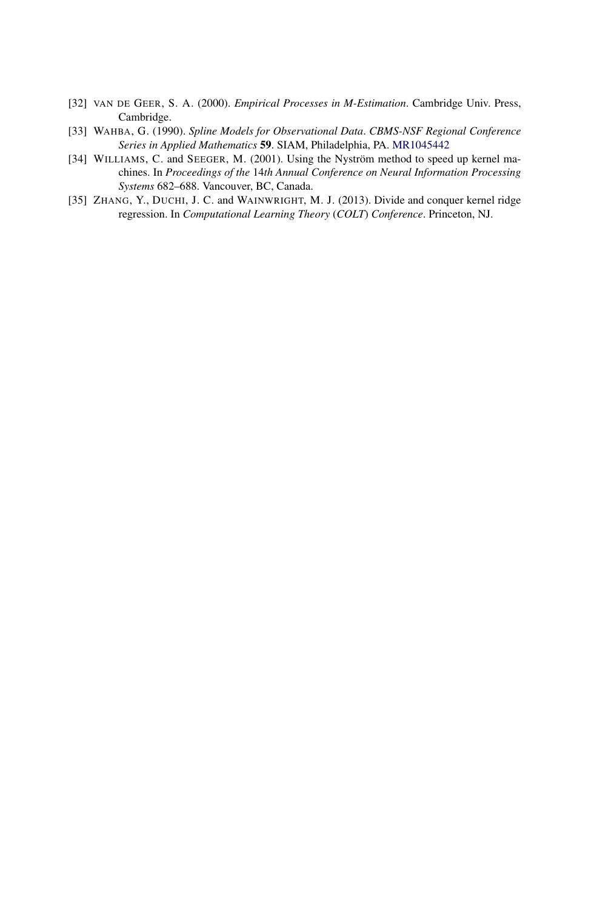[32] VAN DE GEER, S. A. (2000). *Empirical Processes in M-Estimation*. Cambridge Univ. Press, Cambridge.

[33] WAHBA, G. (1990). *Spline Models for Observational Data*. *CBMS-NSF Regional Conference Series in Applied Mathematics* **59**. SIAM, Philadelphia, PA. MR1045442

[34] WILLIAMS, C. and SEEGER, M. (2001). Using the Nyström method to speed up kernel machines. In *Proceedings of the* 14*th Annual Conference on Neural Information Processing Systems* 682–688. Vancouver, BC, Canada.

[35] ZHANG, Y., DUCHI, J. C. and WAINWRIGHT, M. J. (2013). Divide and conquer kernel ridge regression. In *Computational Learning Theory* (*COLT*) *Conference*. Princeton, NJ.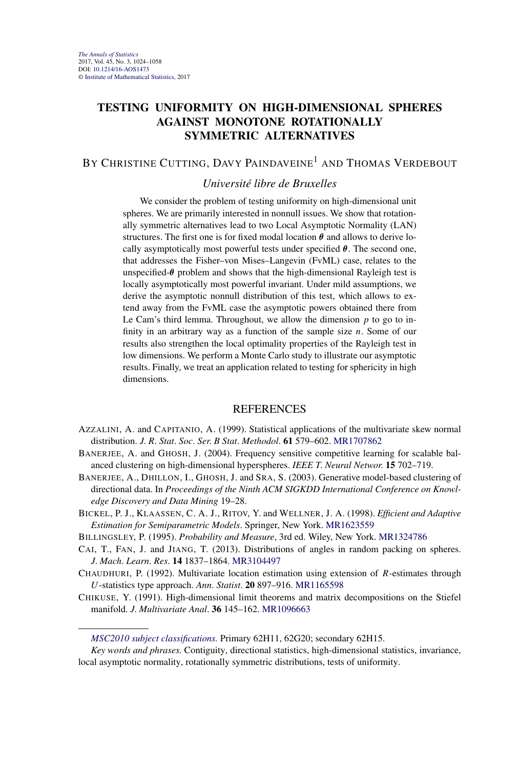# TESTING UNIFORMITY ON HIGH-DIMENSIONAL SPHERES AGAINST MONOTONE ROTATIONALLY SYMMETRIC ALTERNATIVES

BY CHRISTINE CUTTING, DAVY PAINDAVEINE[1] AND THOMAS VERDEBOUT

*Université libre de Bruxelles*

We consider the problem of testing uniformity on high-dimensional unit spheres. We are primarily interested in nonnull issues. We show that rotationally symmetric alternatives lead to two Local Asymptotic Normality (LAN) structures. The first one is for fixed modal location $\boldsymbol{\theta}$ and allows to derive locally asymptotically most powerful tests under specified $\boldsymbol{\theta}$. The second one, that addresses the Fisher–von Mises–Langevin (FvML) case, relates to the unspecified-$\boldsymbol{\theta}$ problem and shows that the high-dimensional Rayleigh test is locally asymptotically most powerful invariant. Under mild assumptions, we derive the asymptotic nonnull distribution of this test, which allows to extend away from the FvML case the asymptotic powers obtained there from Le Cam's third lemma. Throughout, we allow the dimension $p$ to go to infinity in an arbitrary way as a function of the sample size $n$. Some of our results also strengthen the local optimality properties of the Rayleigh test in low dimensions. We perform a Monte Carlo study to illustrate our asymptotic results. Finally, we treat an application related to testing for sphericity in high dimensions.

## REFERENCES

AZZALINI, A. and CAPITANIO, A. (1999). Statistical applications of the multivariate skew normal distribution. *J. R. Stat. Soc. Ser. B Stat. Methodol.* **61** 579–602. MR1707862

BANERJEE, A. and GHOSH, J. (2004). Frequency sensitive competitive learning for scalable balanced clustering on high-dimensional hyperspheres. *IEEE T. Neural Networ.* **15** 702–719.

BANERJEE, A., DHILLON, I., GHOSH, J. and SRA, S. (2003). Generative model-based clustering of directional data. In *Proceedings of the Ninth ACM SIGKDD International Conference on Knowledge Discovery and Data Mining* 19–28.

BICKEL, P. J., KLAASSEN, C. A. J., RITOV, Y. and WELLNER, J. A. (1998). *Efficient and Adaptive Estimation for Semiparametric Models*. Springer, New York. MR1623559

BILLINGSLEY, P. (1995). *Probability and Measure*, 3rd ed. Wiley, New York. MR1324786

CAI, T., FAN, J. and JIANG, T. (2013). Distributions of angles in random packing on spheres. *J. Mach. Learn. Res.* **14** 1837–1864. MR3104497

CHAUDHURI, P. (1992). Multivariate location estimation using extension of *R*-estimates through *U*-statistics type approach. *Ann. Statist.* **20** 897–916. MR1165598

CHIKUSE, Y. (1991). High-dimensional limit theorems and matrix decompositions on the Stiefel manifold. *J. Multivariate Anal.* **36** 145–162. MR1096663

*MSC2010 subject classifications.* Primary 62H11, 62G20; secondary 62H15.

*Key words and phrases.* Contiguity, directional statistics, high-dimensional statistics, invariance, local asymptotic normality, rotationally symmetric distributions, tests of uniformity.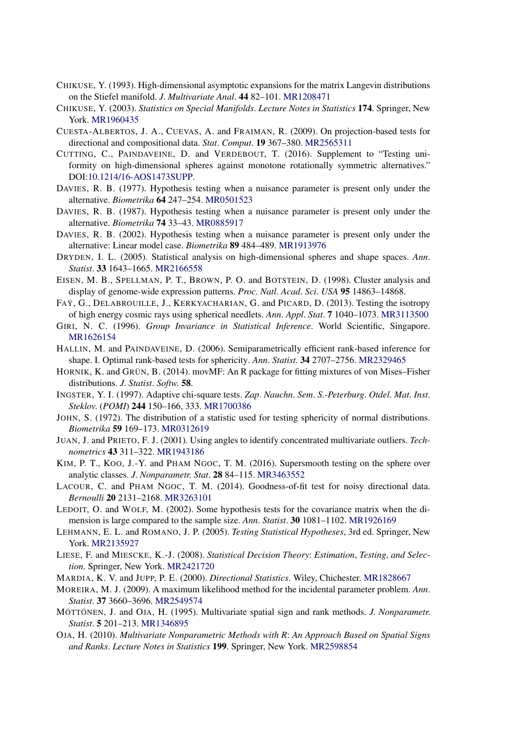CHIKUSE, Y. (1993). High-dimensional asymptotic expansions for the matrix Langevin distributions on the Stiefel manifold. *J. Multivariate Anal.* **44** 82–101. MR1208471

CHIKUSE, Y. (2003). *Statistics on Special Manifolds*. *Lecture Notes in Statistics* **174**. Springer, New York. MR1960435

CUESTA-ALBERTOS, J. A., CUEVAS, A. and FRAIMAN, R. (2009). On projection-based tests for directional and compositional data. *Stat. Comput.* **19** 367–380. MR2565311

CUTTING, C., PAINDAVEINE, D. and VERDEBOUT, T. (2016). Supplement to "Testing uniformity on high-dimensional spheres against monotone rotationally symmetric alternatives." DOI:10.1214/16-AOS1473SUPP.

DAVIES, R. B. (1977). Hypothesis testing when a nuisance parameter is present only under the alternative. *Biometrika* **64** 247–254. MR0501523

DAVIES, R. B. (1987). Hypothesis testing when a nuisance parameter is present only under the alternative. *Biometrika* **74** 33–43. MR0885917

DAVIES, R. B. (2002). Hypothesis testing when a nuisance parameter is present only under the alternative: Linear model case. *Biometrika* **89** 484–489. MR1913976

DRYDEN, I. L. (2005). Statistical analysis on high-dimensional spheres and shape spaces. *Ann. Statist.* **33** 1643–1665. MR2166558

EISEN, M. B., SPELLMAN, P. T., BROWN, P. O. and BOTSTEIN, D. (1998). Cluster analysis and display of genome-wide expression patterns. *Proc. Natl. Acad. Sci. USA* **95** 14863–14868.

FAŸ, G., DELABROUILLE, J., KERKYACHARIAN, G. and PICARD, D. (2013). Testing the isotropy of high energy cosmic rays using spherical needlets. *Ann. Appl. Stat.* **7** 1040–1073. MR3113500

GIRI, N. C. (1996). *Group Invariance in Statistical Inference*. World Scientific, Singapore. MR1626154

HALLIN, M. and PAINDAVEINE, D. (2006). Semiparametrically efficient rank-based inference for shape. I. Optimal rank-based tests for sphericity. *Ann. Statist.* **34** 2707–2756. MR2329465

HORNIK, K. and GRÜN, B. (2014). movMF: An R package for fitting mixtures of von Mises–Fisher distributions. *J. Statist. Softw.* **58**.

INGSTER, Y. I. (1997). Adaptive chi-square tests. *Zap. Nauchn. Sem. S.-Peterburg. Otdel. Mat. Inst. Steklov.* (*POMI*) **244** 150–166, 333. MR1700386

JOHN, S. (1972). The distribution of a statistic used for testing sphericity of normal distributions. *Biometrika* **59** 169–173. MR0312619

JUAN, J. and PRIETO, F. J. (2001). Using angles to identify concentrated multivariate outliers. *Technometrics* **43** 311–322. MR1943186

KIM, P. T., KOO, J.-Y. and PHAM NGOC, T. M. (2016). Supersmooth testing on the sphere over analytic classes. *J. Nonparametr. Stat.* **28** 84–115. MR3463552

LACOUR, C. and PHAM NGOC, T. M. (2014). Goodness-of-fit test for noisy directional data. *Bernoulli* **20** 2131–2168. MR3263101

LEDOIT, O. and WOLF, M. (2002). Some hypothesis tests for the covariance matrix when the dimension is large compared to the sample size. *Ann. Statist.* **30** 1081–1102. MR1926169

LEHMANN, E. L. and ROMANO, J. P. (2005). *Testing Statistical Hypotheses*, 3rd ed. Springer, New York. MR2135927

LIESE, F. and MIESCKE, K.-J. (2008). *Statistical Decision Theory*: *Estimation*, *Testing*, *and Selection*. Springer, New York. MR2421720

MARDIA, K. V. and JUPP, P. E. (2000). *Directional Statistics*. Wiley, Chichester. MR1828667

MOREIRA, M. J. (2009). A maximum likelihood method for the incidental parameter problem. *Ann. Statist.* **37** 3660–3696. MR2549574

MÖTTÖNEN, J. and OJA, H. (1995). Multivariate spatial sign and rank methods. *J. Nonparametr. Statist.* **5** 201–213. MR1346895

OJA, H. (2010). *Multivariate Nonparametric Methods with R*: *An Approach Based on Spatial Signs and Ranks*. *Lecture Notes in Statistics* **199**. Springer, New York. MR2598854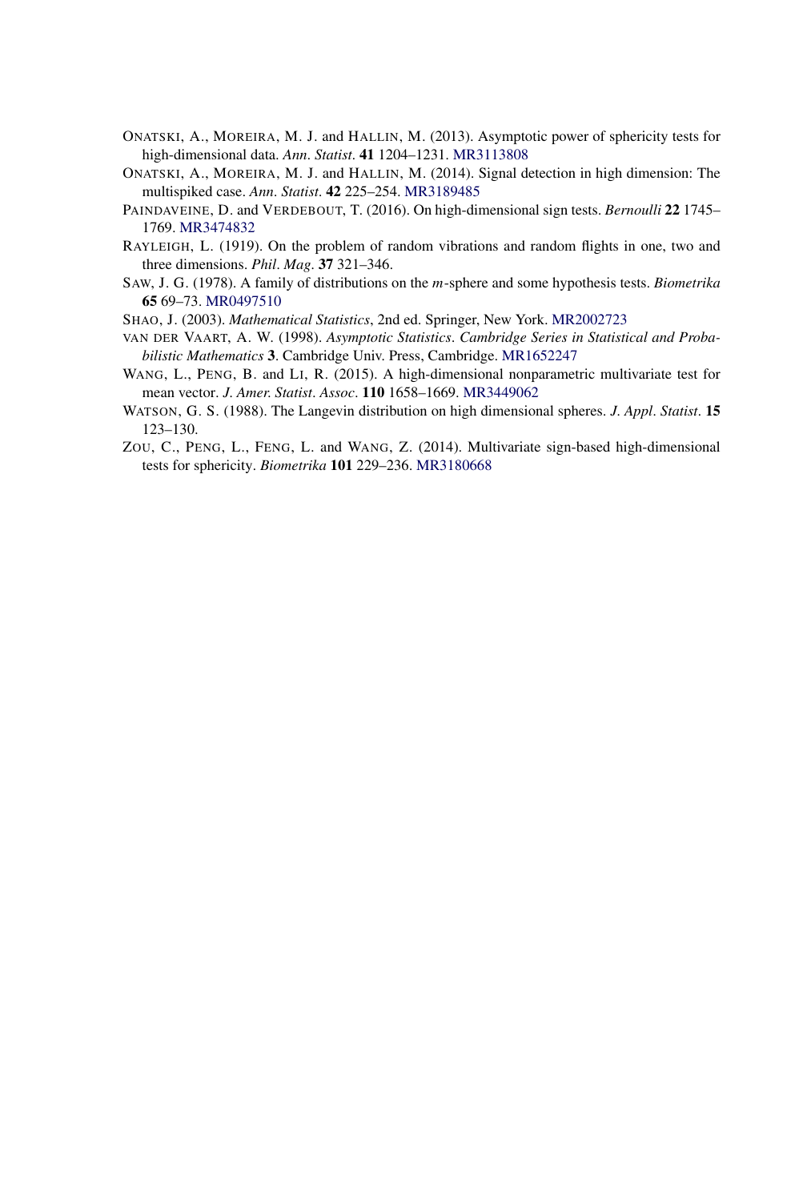Onatski, A., Moreira, M. J. and Hallin, M. (2013). Asymptotic power of sphericity tests for high-dimensional data. *Ann. Statist.* **41** 1204–1231. MR3113808

Onatski, A., Moreira, M. J. and Hallin, M. (2014). Signal detection in high dimension: The multispiked case. *Ann. Statist.* **42** 225–254. MR3189485

Paindaveine, D. and Verdebout, T. (2016). On high-dimensional sign tests. *Bernoulli* **22** 1745–1769. MR3474832

Rayleigh, L. (1919). On the problem of random vibrations and random flights in one, two and three dimensions. *Phil. Mag.* **37** 321–346.

Saw, J. G. (1978). A family of distributions on the $m$-sphere and some hypothesis tests. *Biometrika* **65** 69–73. MR0497510

Shao, J. (2003). *Mathematical Statistics*, 2nd ed. Springer, New York. MR2002723

van der Vaart, A. W. (1998). *Asymptotic Statistics. Cambridge Series in Statistical and Probabilistic Mathematics* **3**. Cambridge Univ. Press, Cambridge. MR1652247

Wang, L., Peng, B. and Li, R. (2015). A high-dimensional nonparametric multivariate test for mean vector. *J. Amer. Statist. Assoc.* **110** 1658–1669. MR3449062

Watson, G. S. (1988). The Langevin distribution on high dimensional spheres. *J. Appl. Statist.* **15** 123–130.

Zou, C., Peng, L., Feng, L. and Wang, Z. (2014). Multivariate sign-based high-dimensional tests for sphericity. *Biometrika* **101** 229–236. MR3180668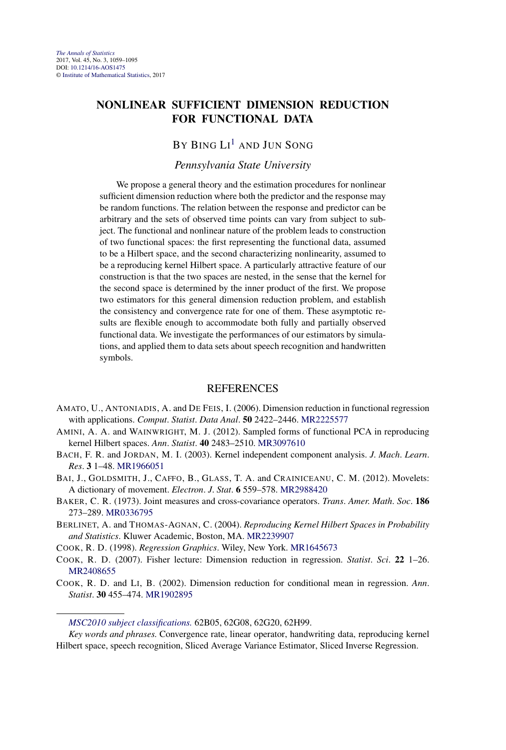# NONLINEAR SUFFICIENT DIMENSION REDUCTION FOR FUNCTIONAL DATA

BY BING LI[1] AND JUN SONG

*Pennsylvania State University*

We propose a general theory and the estimation procedures for nonlinear sufficient dimension reduction where both the predictor and the response may be random functions. The relation between the response and predictor can be arbitrary and the sets of observed time points can vary from subject to subject. The functional and nonlinear nature of the problem leads to construction of two functional spaces: the first representing the functional data, assumed to be a Hilbert space, and the second characterizing nonlinearity, assumed to be a reproducing kernel Hilbert space. A particularly attractive feature of our construction is that the two spaces are nested, in the sense that the kernel for the second space is determined by the inner product of the first. We propose two estimators for this general dimension reduction problem, and establish the consistency and convergence rate for one of them. These asymptotic results are flexible enough to accommodate both fully and partially observed functional data. We investigate the performances of our estimators by simulations, and applied them to data sets about speech recognition and handwritten symbols.

## REFERENCES

AMATO, U., ANTONIADIS, A. and DE FEIS, I. (2006). Dimension reduction in functional regression with applications. *Comput. Statist. Data Anal.* **50** 2422–2446. MR2225577

AMINI, A. A. and WAINWRIGHT, M. J. (2012). Sampled forms of functional PCA in reproducing kernel Hilbert spaces. *Ann. Statist.* **40** 2483–2510. MR3097610

BACH, F. R. and JORDAN, M. I. (2003). Kernel independent component analysis. *J. Mach. Learn. Res.* **3** 1–48. MR1966051

BAI, J., GOLDSMITH, J., CAFFO, B., GLASS, T. A. and CRAINICEANU, C. M. (2012). Movelets: A dictionary of movement. *Electron. J. Stat.* **6** 559–578. MR2988420

BAKER, C. R. (1973). Joint measures and cross-covariance operators. *Trans. Amer. Math. Soc.* **186** 273–289. MR0336795

BERLINET, A. and THOMAS-AGNAN, C. (2004). *Reproducing Kernel Hilbert Spaces in Probability and Statistics*. Kluwer Academic, Boston, MA. MR2239907

COOK, R. D. (1998). *Regression Graphics*. Wiley, New York. MR1645673

COOK, R. D. (2007). Fisher lecture: Dimension reduction in regression. *Statist. Sci.* **22** 1–26. MR2408655

COOK, R. D. and LI, B. (2002). Dimension reduction for conditional mean in regression. *Ann. Statist.* **30** 455–474. MR1902895

---

*MSC2010 subject classifications.* 62B05, 62G08, 62G20, 62H99.

*Key words and phrases.* Convergence rate, linear operator, handwriting data, reproducing kernel Hilbert space, speech recognition, Sliced Average Variance Estimator, Sliced Inverse Regression.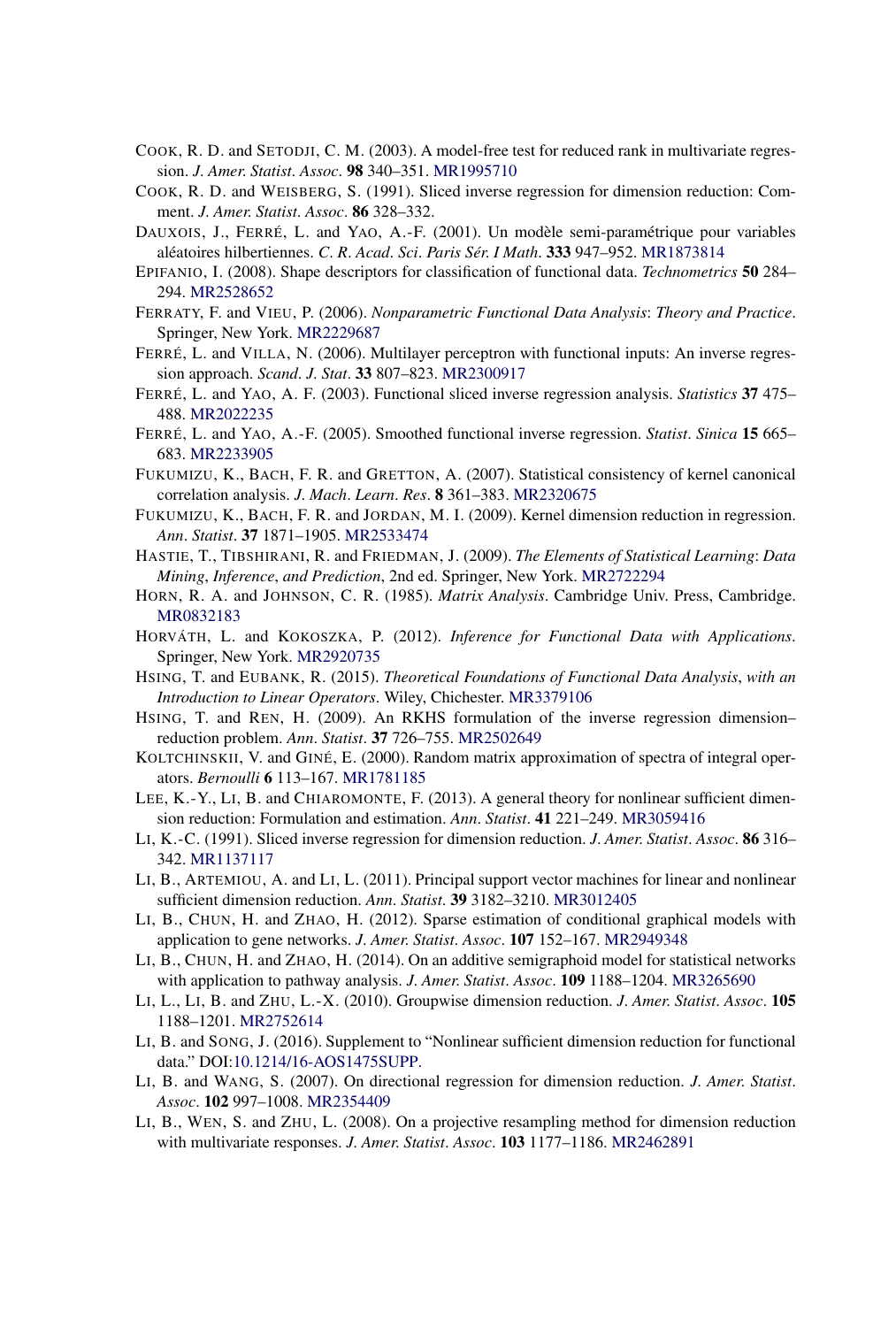COOK, R. D. and SETODJI, C. M. (2003). A model-free test for reduced rank in multivariate regression. *J. Amer. Statist. Assoc.* **98** 340–351. MR1995710

COOK, R. D. and WEISBERG, S. (1991). Sliced inverse regression for dimension reduction: Comment. *J. Amer. Statist. Assoc.* **86** 328–332.

DAUXOIS, J., FERRÉ, L. and YAO, A.-F. (2001). Un modèle semi-paramétrique pour variables aléatoires hilbertiennes. *C. R. Acad. Sci. Paris Sér. I Math.* **333** 947–952. MR1873814

EPIFANIO, I. (2008). Shape descriptors for classification of functional data. *Technometrics* **50** 284–294. MR2528652

FERRATY, F. and VIEU, P. (2006). *Nonparametric Functional Data Analysis: Theory and Practice*. Springer, New York. MR2229687

FERRÉ, L. and VILLA, N. (2006). Multilayer perceptron with functional inputs: An inverse regression approach. *Scand. J. Stat.* **33** 807–823. MR2300917

FERRÉ, L. and YAO, A. F. (2003). Functional sliced inverse regression analysis. *Statistics* **37** 475–488. MR2022235

FERRÉ, L. and YAO, A.-F. (2005). Smoothed functional inverse regression. *Statist. Sinica* **15** 665–683. MR2233905

FUKUMIZU, K., BACH, F. R. and GRETTON, A. (2007). Statistical consistency of kernel canonical correlation analysis. *J. Mach. Learn. Res.* **8** 361–383. MR2320675

FUKUMIZU, K., BACH, F. R. and JORDAN, M. I. (2009). Kernel dimension reduction in regression. *Ann. Statist.* **37** 1871–1905. MR2533474

HASTIE, T., TIBSHIRANI, R. and FRIEDMAN, J. (2009). *The Elements of Statistical Learning: Data Mining, Inference, and Prediction*, 2nd ed. Springer, New York. MR2722294

HORN, R. A. and JOHNSON, C. R. (1985). *Matrix Analysis*. Cambridge Univ. Press, Cambridge. MR0832183

HORVÁTH, L. and KOKOSZKA, P. (2012). *Inference for Functional Data with Applications*. Springer, New York. MR2920735

HSING, T. and EUBANK, R. (2015). *Theoretical Foundations of Functional Data Analysis, with an Introduction to Linear Operators*. Wiley, Chichester. MR3379106

HSING, T. and REN, H. (2009). An RKHS formulation of the inverse regression dimension–reduction problem. *Ann. Statist.* **37** 726–755. MR2502649

KOLTCHINSKII, V. and GINÉ, E. (2000). Random matrix approximation of spectra of integral operators. *Bernoulli* **6** 113–167. MR1781185

LEE, K.-Y., LI, B. and CHIAROMONTE, F. (2013). A general theory for nonlinear sufficient dimension reduction: Formulation and estimation. *Ann. Statist.* **41** 221–249. MR3059416

LI, K.-C. (1991). Sliced inverse regression for dimension reduction. *J. Amer. Statist. Assoc.* **86** 316–342. MR1137117

LI, B., ARTEMIOU, A. and LI, L. (2011). Principal support vector machines for linear and nonlinear sufficient dimension reduction. *Ann. Statist.* **39** 3182–3210. MR3012405

LI, B., CHUN, H. and ZHAO, H. (2012). Sparse estimation of conditional graphical models with application to gene networks. *J. Amer. Statist. Assoc.* **107** 152–167. MR2949348

LI, B., CHUN, H. and ZHAO, H. (2014). On an additive semigraphoid model for statistical networks with application to pathway analysis. *J. Amer. Statist. Assoc.* **109** 1188–1204. MR3265690

LI, L., LI, B. and ZHU, L.-X. (2010). Groupwise dimension reduction. *J. Amer. Statist. Assoc.* **105** 1188–1201. MR2752614

LI, B. and SONG, J. (2016). Supplement to "Nonlinear sufficient dimension reduction for functional data." DOI:10.1214/16-AOS1475SUPP.

LI, B. and WANG, S. (2007). On directional regression for dimension reduction. *J. Amer. Statist. Assoc.* **102** 997–1008. MR2354409

LI, B., WEN, S. and ZHU, L. (2008). On a projective resampling method for dimension reduction with multivariate responses. *J. Amer. Statist. Assoc.* **103** 1177–1186. MR2462891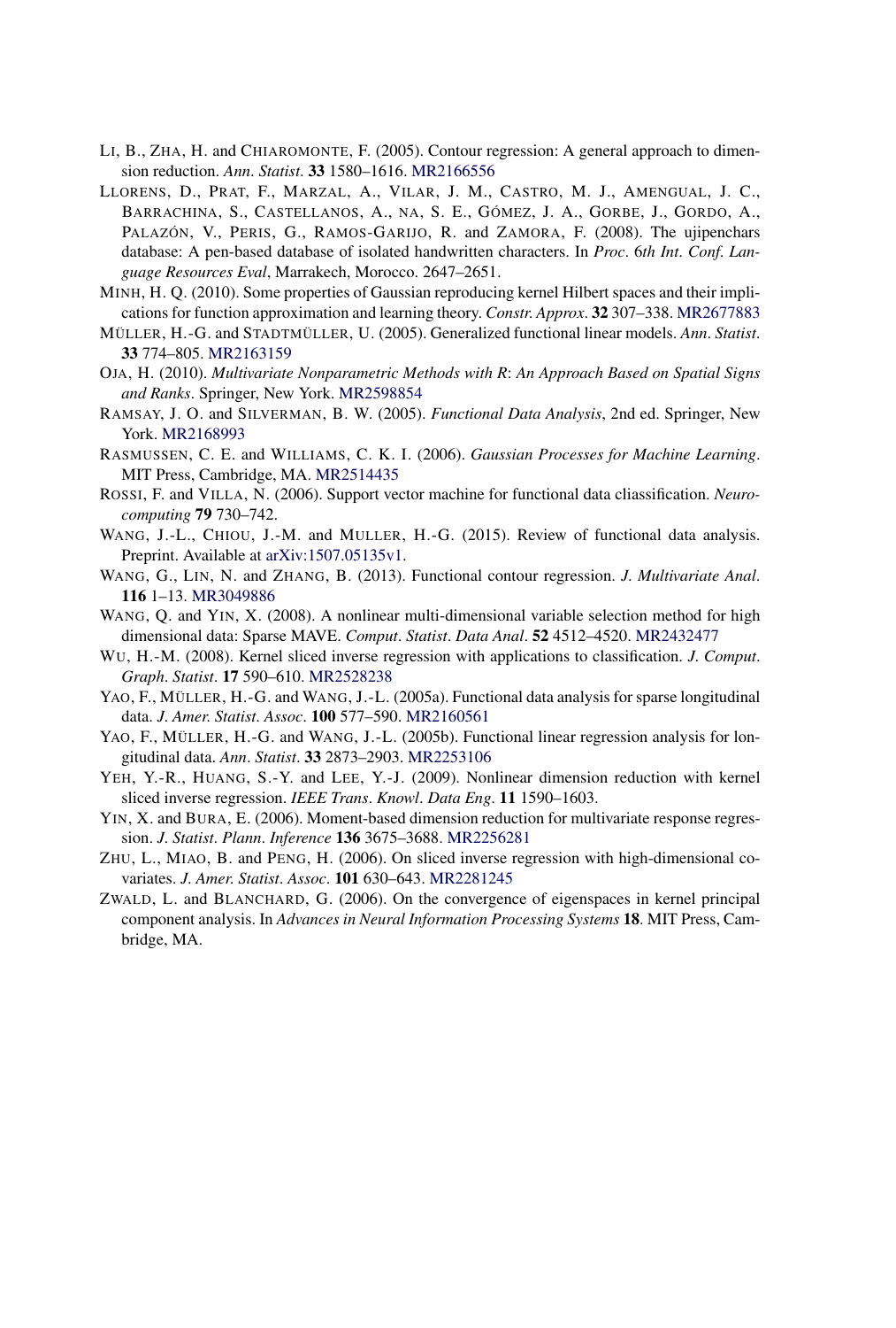LI, B., ZHA, H. and CHIAROMONTE, F. (2005). Contour regression: A general approach to dimension reduction. *Ann. Statist.* **33** 1580–1616. MR2166556

LLORENS, D., PRAT, F., MARZAL, A., VILAR, J. M., CASTRO, M. J., AMENGUAL, J. C., BARRACHINA, S., CASTELLANOS, A., NA, S. E., GÓMEZ, J. A., GORBE, J., GORDO, A., PALAZÓN, V., PERIS, G., RAMOS-GARIJO, R. and ZAMORA, F. (2008). The ujipenchars database: A pen-based database of isolated handwritten characters. In *Proc. 6th Int. Conf. Language Resources Eval*, Marrakech, Morocco. 2647–2651.

MINH, H. Q. (2010). Some properties of Gaussian reproducing kernel Hilbert spaces and their implications for function approximation and learning theory. *Constr. Approx.* **32** 307–338. MR2677883

MÜLLER, H.-G. and STADTMÜLLER, U. (2005). Generalized functional linear models. *Ann. Statist.* **33** 774–805. MR2163159

OJA, H. (2010). *Multivariate Nonparametric Methods with R: An Approach Based on Spatial Signs and Ranks*. Springer, New York. MR2598854

RAMSAY, J. O. and SILVERMAN, B. W. (2005). *Functional Data Analysis*, 2nd ed. Springer, New York. MR2168993

RASMUSSEN, C. E. and WILLIAMS, C. K. I. (2006). *Gaussian Processes for Machine Learning*. MIT Press, Cambridge, MA. MR2514435

ROSSI, F. and VILLA, N. (2006). Support vector machine for functional data cliassification. *Neurocomputing* **79** 730–742.

WANG, J.-L., CHIOU, J.-M. and MULLER, H.-G. (2015). Review of functional data analysis. Preprint. Available at arXiv:1507.05135v1.

WANG, G., LIN, N. and ZHANG, B. (2013). Functional contour regression. *J. Multivariate Anal.* **116** 1–13. MR3049886

WANG, Q. and YIN, X. (2008). A nonlinear multi-dimensional variable selection method for high dimensional data: Sparse MAVE. *Comput. Statist. Data Anal.* **52** 4512–4520. MR2432477

WU, H.-M. (2008). Kernel sliced inverse regression with applications to classification. *J. Comput. Graph. Statist.* **17** 590–610. MR2528238

YAO, F., MÜLLER, H.-G. and WANG, J.-L. (2005a). Functional data analysis for sparse longitudinal data. *J. Amer. Statist. Assoc.* **100** 577–590. MR2160561

YAO, F., MÜLLER, H.-G. and WANG, J.-L. (2005b). Functional linear regression analysis for longitudinal data. *Ann. Statist.* **33** 2873–2903. MR2253106

YEH, Y.-R., HUANG, S.-Y. and LEE, Y.-J. (2009). Nonlinear dimension reduction with kernel sliced inverse regression. *IEEE Trans. Knowl. Data Eng.* **11** 1590–1603.

YIN, X. and BURA, E. (2006). Moment-based dimension reduction for multivariate response regression. *J. Statist. Plann. Inference* **136** 3675–3688. MR2256281

ZHU, L., MIAO, B. and PENG, H. (2006). On sliced inverse regression with high-dimensional covariates. *J. Amer. Statist. Assoc.* **101** 630–643. MR2281245

ZWALD, L. and BLANCHARD, G. (2006). On the convergence of eigenspaces in kernel principal component analysis. In *Advances in Neural Information Processing Systems* **18**. MIT Press, Cambridge, MA.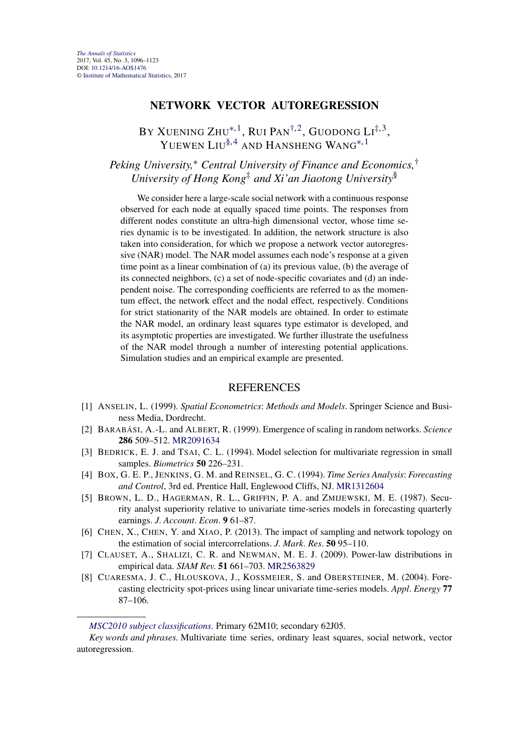# NETWORK VECTOR AUTOREGRESSION

BY XUENING ZHU[*,1], RUI PAN[†,2], GUODONG LI[‡,3], YUEWEN LIU[§,4] AND HANSHENG WANG[*,1]

*Peking University,[*] Central University of Finance and Economics,[†] University of Hong Kong[‡] and Xi'an Jiaotong University[§]*

We consider here a large-scale social network with a continuous response observed for each node at equally spaced time points. The responses from different nodes constitute an ultra-high dimensional vector, whose time series dynamic is to be investigated. In addition, the network structure is also taken into consideration, for which we propose a network vector autoregressive (NAR) model. The NAR model assumes each node's response at a given time point as a linear combination of (a) its previous value, (b) the average of its connected neighbors, (c) a set of node-specific covariates and (d) an independent noise. The corresponding coefficients are referred to as the momentum effect, the network effect and the nodal effect, respectively. Conditions for strict stationarity of the NAR models are obtained. In order to estimate the NAR model, an ordinary least squares type estimator is developed, and its asymptotic properties are investigated. We further illustrate the usefulness of the NAR model through a number of interesting potential applications. Simulation studies and an empirical example are presented.

## REFERENCES

[1] ANSELIN, L. (1999). *Spatial Econometrics*: *Methods and Models*. Springer Science and Business Media, Dordrecht.

[2] BARABÁSI, A.-L. and ALBERT, R. (1999). Emergence of scaling in random networks. *Science* **286** 509–512. MR2091634

[3] BEDRICK, E. J. and TSAI, C. L. (1994). Model selection for multivariate regression in small samples. *Biometrics* **50** 226–231.

[4] BOX, G. E. P., JENKINS, G. M. and REINSEL, G. C. (1994). *Time Series Analysis*: *Forecasting and Control*, 3rd ed. Prentice Hall, Englewood Cliffs, NJ. MR1312604

[5] BROWN, L. D., HAGERMAN, R. L., GRIFFIN, P. A. and ZMIJEWSKI, M. E. (1987). Security analyst superiority relative to univariate time-series models in forecasting quarterly earnings. *J*. *Account*. *Econ*. **9** 61–87.

[6] CHEN, X., CHEN, Y. and XIAO, P. (2013). The impact of sampling and network topology on the estimation of social intercorrelations. *J*. *Mark*. *Res*. **50** 95–110.

[7] CLAUSET, A., SHALIZI, C. R. and NEWMAN, M. E. J. (2009). Power-law distributions in empirical data. *SIAM Rev*. **51** 661–703. MR2563829

[8] CUARESMA, J. C., HLOUSKOVA, J., KOSSMEIER, S. and OBERSTEINER, M. (2004). Forecasting electricity spot-prices using linear univariate time-series models. *Appl*. *Energy* **77** 87–106.

*MSC2010 subject classifications.* Primary 62M10; secondary 62J05.

*Key words and phrases.* Multivariate time series, ordinary least squares, social network, vector autoregression.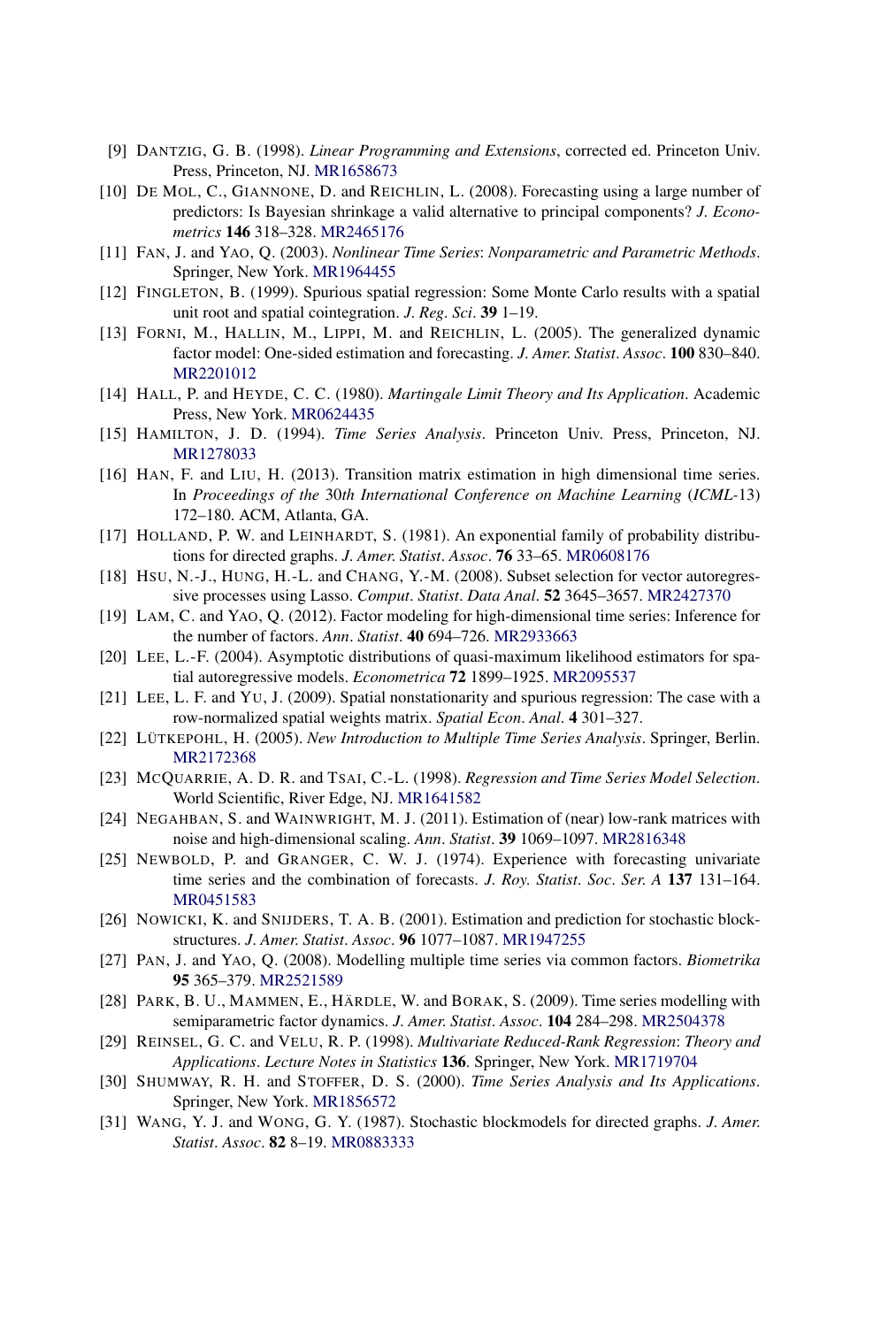[9] DANTZIG, G. B. (1998). *Linear Programming and Extensions*, corrected ed. Princeton Univ. Press, Princeton, NJ. MR1658673

[10] DE MOL, C., GIANNONE, D. and REICHLIN, L. (2008). Forecasting using a large number of predictors: Is Bayesian shrinkage a valid alternative to principal components? *J. Econometrics* **146** 318–328. MR2465176

[11] FAN, J. and YAO, Q. (2003). *Nonlinear Time Series*: *Nonparametric and Parametric Methods*. Springer, New York. MR1964455

[12] FINGLETON, B. (1999). Spurious spatial regression: Some Monte Carlo results with a spatial unit root and spatial cointegration. *J. Reg. Sci*. **39** 1–19.

[13] FORNI, M., HALLIN, M., LIPPI, M. and REICHLIN, L. (2005). The generalized dynamic factor model: One-sided estimation and forecasting. *J. Amer. Statist. Assoc*. **100** 830–840. MR2201012

[14] HALL, P. and HEYDE, C. C. (1980). *Martingale Limit Theory and Its Application*. Academic Press, New York. MR0624435

[15] HAMILTON, J. D. (1994). *Time Series Analysis*. Princeton Univ. Press, Princeton, NJ. MR1278033

[16] HAN, F. and LIU, H. (2013). Transition matrix estimation in high dimensional time series. In *Proceedings of the* 30*th International Conference on Machine Learning* (*ICML*-13) 172–180. ACM, Atlanta, GA.

[17] HOLLAND, P. W. and LEINHARDT, S. (1981). An exponential family of probability distributions for directed graphs. *J. Amer. Statist. Assoc*. **76** 33–65. MR0608176

[18] HSU, N.-J., HUNG, H.-L. and CHANG, Y.-M. (2008). Subset selection for vector autoregressive processes using Lasso. *Comput. Statist. Data Anal*. **52** 3645–3657. MR2427370

[19] LAM, C. and YAO, Q. (2012). Factor modeling for high-dimensional time series: Inference for the number of factors. *Ann. Statist*. **40** 694–726. MR2933663

[20] LEE, L.-F. (2004). Asymptotic distributions of quasi-maximum likelihood estimators for spatial autoregressive models. *Econometrica* **72** 1899–1925. MR2095537

[21] LEE, L. F. and YU, J. (2009). Spatial nonstationarity and spurious regression: The case with a row-normalized spatial weights matrix. *Spatial Econ. Anal*. **4** 301–327.

[22] LÜTKEPOHL, H. (2005). *New Introduction to Multiple Time Series Analysis*. Springer, Berlin. MR2172368

[23] MCQUARRIE, A. D. R. and TSAI, C.-L. (1998). *Regression and Time Series Model Selection*. World Scientific, River Edge, NJ. MR1641582

[24] NEGAHBAN, S. and WAINWRIGHT, M. J. (2011). Estimation of (near) low-rank matrices with noise and high-dimensional scaling. *Ann. Statist*. **39** 1069–1097. MR2816348

[25] NEWBOLD, P. and GRANGER, C. W. J. (1974). Experience with forecasting univariate time series and the combination of forecasts. *J. Roy. Statist. Soc. Ser. A* **137** 131–164. MR0451583

[26] NOWICKI, K. and SNIJDERS, T. A. B. (2001). Estimation and prediction for stochastic blockstructures. *J. Amer. Statist. Assoc*. **96** 1077–1087. MR1947255

[27] PAN, J. and YAO, Q. (2008). Modelling multiple time series via common factors. *Biometrika* **95** 365–379. MR2521589

[28] PARK, B. U., MAMMEN, E., HÄRDLE, W. and BORAK, S. (2009). Time series modelling with semiparametric factor dynamics. *J. Amer. Statist. Assoc*. **104** 284–298. MR2504378

[29] REINSEL, G. C. and VELU, R. P. (1998). *Multivariate Reduced-Rank Regression*: *Theory and Applications*. *Lecture Notes in Statistics* **136**. Springer, New York. MR1719704

[30] SHUMWAY, R. H. and STOFFER, D. S. (2000). *Time Series Analysis and Its Applications*. Springer, New York. MR1856572

[31] WANG, Y. J. and WONG, G. Y. (1987). Stochastic blockmodels for directed graphs. *J. Amer. Statist. Assoc*. **82** 8–19. MR0883333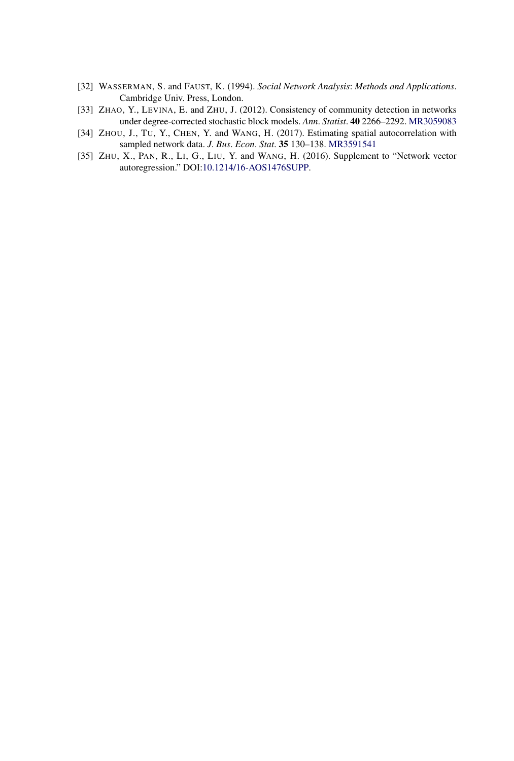[32] WASSERMAN, S. and FAUST, K. (1994). *Social Network Analysis*: *Methods and Applications*. Cambridge Univ. Press, London.

[33] ZHAO, Y., LEVINA, E. and ZHU, J. (2012). Consistency of community detection in networks under degree-corrected stochastic block models. *Ann*. *Statist*. **40** 2266–2292. MR3059083

[34] ZHOU, J., TU, Y., CHEN, Y. and WANG, H. (2017). Estimating spatial autocorrelation with sampled network data. *J*. *Bus*. *Econ*. *Stat*. **35** 130–138. MR3591541

[35] ZHU, X., PAN, R., LI, G., LIU, Y. and WANG, H. (2016). Supplement to "Network vector autoregression." DOI:10.1214/16-AOS1476SUPP.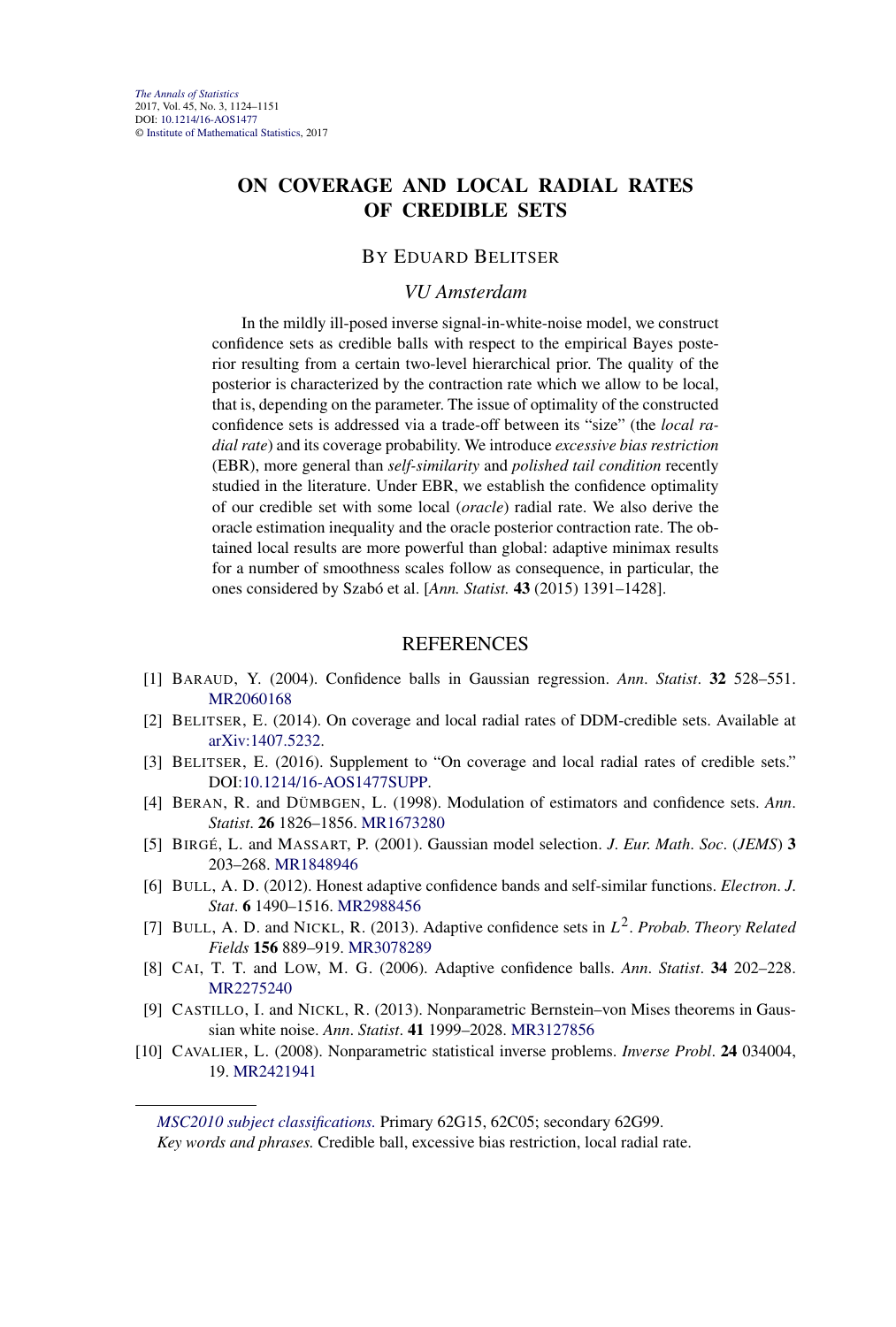# ON COVERAGE AND LOCAL RADIAL RATES OF CREDIBLE SETS

BY EDUARD BELITSER

*VU Amsterdam*

In the mildly ill-posed inverse signal-in-white-noise model, we construct confidence sets as credible balls with respect to the empirical Bayes posterior resulting from a certain two-level hierarchical prior. The quality of the posterior is characterized by the contraction rate which we allow to be local, that is, depending on the parameter. The issue of optimality of the constructed confidence sets is addressed via a trade-off between its "size" (the *local radial rate*) and its coverage probability. We introduce *excessive bias restriction* (EBR), more general than *self-similarity* and *polished tail condition* recently studied in the literature. Under EBR, we establish the confidence optimality of our credible set with some local (*oracle*) radial rate. We also derive the oracle estimation inequality and the oracle posterior contraction rate. The obtained local results are more powerful than global: adaptive minimax results for a number of smoothness scales follow as consequence, in particular, the ones considered by Szabó et al. [*Ann. Statist.* **43** (2015) 1391–1428].

## REFERENCES

[1] BARAUD, Y. (2004). Confidence balls in Gaussian regression. *Ann. Statist.* **32** 528–551. MR2060168

[2] BELITSER, E. (2014). On coverage and local radial rates of DDM-credible sets. Available at arXiv:1407.5232.

[3] BELITSER, E. (2016). Supplement to "On coverage and local radial rates of credible sets." DOI:10.1214/16-AOS1477SUPP.

[4] BERAN, R. and DÜMBGEN, L. (1998). Modulation of estimators and confidence sets. *Ann. Statist.* **26** 1826–1856. MR1673280

[5] BIRGÉ, L. and MASSART, P. (2001). Gaussian model selection. *J. Eur. Math. Soc.* (*JEMS*) **3** 203–268. MR1848946

[6] BULL, A. D. (2012). Honest adaptive confidence bands and self-similar functions. *Electron. J. Stat.* **6** 1490–1516. MR2988456

[7] BULL, A. D. and NICKL, R. (2013). Adaptive confidence sets in $L^2$. *Probab. Theory Related Fields* **156** 889–919. MR3078289

[8] CAI, T. T. and LOW, M. G. (2006). Adaptive confidence balls. *Ann. Statist.* **34** 202–228. MR2275240

[9] CASTILLO, I. and NICKL, R. (2013). Nonparametric Bernstein–von Mises theorems in Gaussian white noise. *Ann. Statist.* **41** 1999–2028. MR3127856

[10] CAVALIER, L. (2008). Nonparametric statistical inverse problems. *Inverse Probl.* **24** 034004, 19. MR2421941

*MSC2010 subject classifications.* Primary 62G15, 62C05; secondary 62G99.

*Key words and phrases.* Credible ball, excessive bias restriction, local radial rate.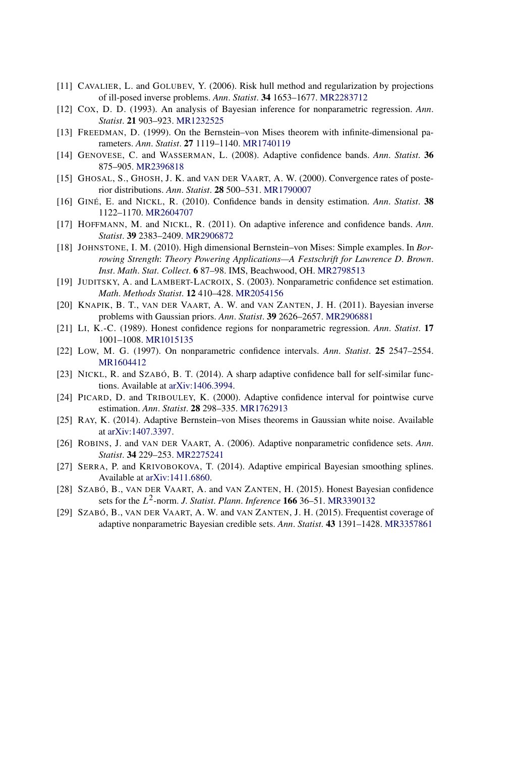[11] CAVALIER, L. and GOLUBEV, Y. (2006). Risk hull method and regularization by projections of ill-posed inverse problems. *Ann. Statist.* **34** 1653–1677. MR2283712

[12] COX, D. D. (1993). An analysis of Bayesian inference for nonparametric regression. *Ann. Statist.* **21** 903–923. MR1232525

[13] FREEDMAN, D. (1999). On the Bernstein–von Mises theorem with infinite-dimensional parameters. *Ann. Statist.* **27** 1119–1140. MR1740119

[14] GENOVESE, C. and WASSERMAN, L. (2008). Adaptive confidence bands. *Ann. Statist.* **36** 875–905. MR2396818

[15] GHOSAL, S., GHOSH, J. K. and VAN DER VAART, A. W. (2000). Convergence rates of posterior distributions. *Ann. Statist.* **28** 500–531. MR1790007

[16] GINÉ, E. and NICKL, R. (2010). Confidence bands in density estimation. *Ann. Statist.* **38** 1122–1170. MR2604707

[17] HOFFMANN, M. and NICKL, R. (2011). On adaptive inference and confidence bands. *Ann. Statist.* **39** 2383–2409. MR2906872

[18] JOHNSTONE, I. M. (2010). High dimensional Bernstein–von Mises: Simple examples. In *Borrowing Strength: Theory Powering Applications—A Festschrift for Lawrence D. Brown. Inst. Math. Stat. Collect.* **6** 87–98. IMS, Beachwood, OH. MR2798513

[19] JUDITSKY, A. and LAMBERT-LACROIX, S. (2003). Nonparametric confidence set estimation. *Math. Methods Statist.* **12** 410–428. MR2054156

[20] KNAPIK, B. T., VAN DER VAART, A. W. and VAN ZANTEN, J. H. (2011). Bayesian inverse problems with Gaussian priors. *Ann. Statist.* **39** 2626–2657. MR2906881

[21] LI, K.-C. (1989). Honest confidence regions for nonparametric regression. *Ann. Statist.* **17** 1001–1008. MR1015135

[22] LOW, M. G. (1997). On nonparametric confidence intervals. *Ann. Statist.* **25** 2547–2554. MR1604412

[23] NICKL, R. and SZABÓ, B. T. (2014). A sharp adaptive confidence ball for self-similar functions. Available at arXiv:1406.3994.

[24] PICARD, D. and TRIBOULEY, K. (2000). Adaptive confidence interval for pointwise curve estimation. *Ann. Statist.* **28** 298–335. MR1762913

[25] RAY, K. (2014). Adaptive Bernstein–von Mises theorems in Gaussian white noise. Available at arXiv:1407.3397.

[26] ROBINS, J. and VAN DER VAART, A. (2006). Adaptive nonparametric confidence sets. *Ann. Statist.* **34** 229–253. MR2275241

[27] SERRA, P. and KRIVOBOKOVA, T. (2014). Adaptive empirical Bayesian smoothing splines. Available at arXiv:1411.6860.

[28] SZABÓ, B., VAN DER VAART, A. and VAN ZANTEN, H. (2015). Honest Bayesian confidence sets for the $L^2$-norm. *J. Statist. Plann. Inference* **166** 36–51. MR3390132

[29] SZABÓ, B., VAN DER VAART, A. W. and VAN ZANTEN, J. H. (2015). Frequentist coverage of adaptive nonparametric Bayesian credible sets. *Ann. Statist.* **43** 1391–1428. MR3357861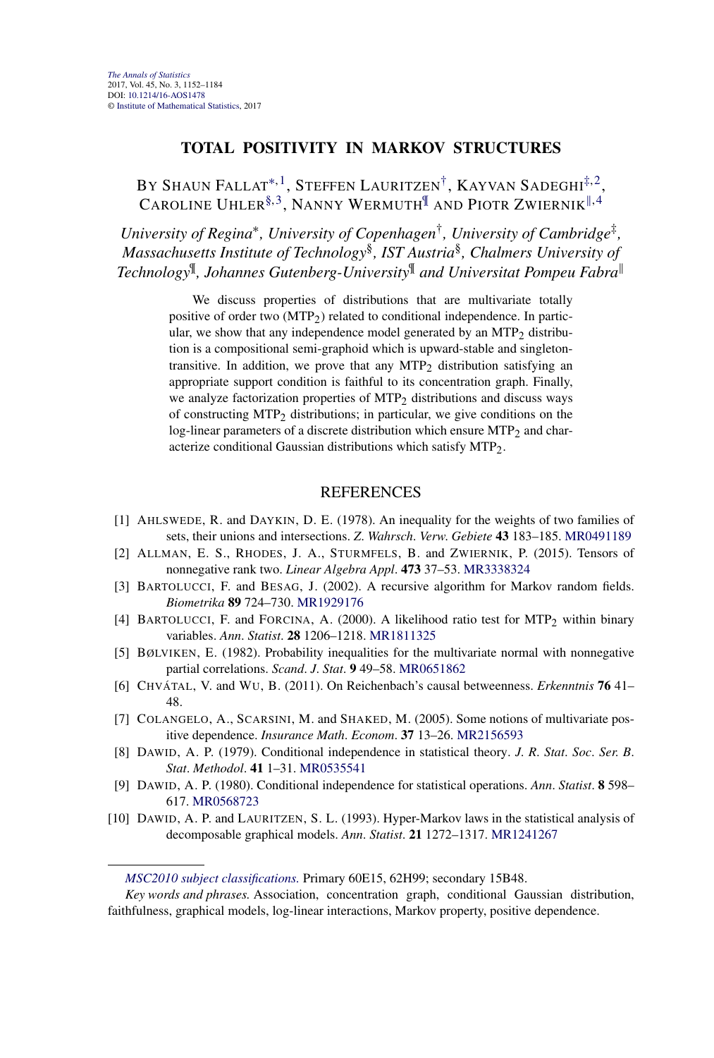# TOTAL POSITIVITY IN MARKOV STRUCTURES

By Shaun Fallat[*,1], Steffen Lauritzen[†], Kayvan Sadeghi[‡,2], Caroline Uhler[§,3], Nanny Wermuth[¶] and Piotr Zwiernik[‖,4]

*University of Regina*[*]*, University of Copenhagen*[†]*, University of Cambridge*[‡]*, Massachusetts Institute of Technology*[§]*, IST Austria*[§]*, Chalmers University of Technology*[¶]*, Johannes Gutenberg-University*[¶] *and Universitat Pompeu Fabra*[‖]

We discuss properties of distributions that are multivariate totally positive of order two ($\text{MTP}_2$) related to conditional independence. In particular, we show that any independence model generated by an $\text{MTP}_2$ distribution is a compositional semi-graphoid which is upward-stable and singleton-transitive. In addition, we prove that any $\text{MTP}_2$ distribution satisfying an appropriate support condition is faithful to its concentration graph. Finally, we analyze factorization properties of $\text{MTP}_2$ distributions and discuss ways of constructing $\text{MTP}_2$ distributions; in particular, we give conditions on the log-linear parameters of a discrete distribution which ensure $\text{MTP}_2$ and characterize conditional Gaussian distributions which satisfy $\text{MTP}_2$.

## REFERENCES

[1] Ahlswede, R. and Daykin, D. E. (1978). An inequality for the weights of two families of sets, their unions and intersections. *Z. Wahrsch. Verw. Gebiete* **43** 183–185. MR0491189

[2] Allman, E. S., Rhodes, J. A., Sturmfels, B. and Zwiernik, P. (2015). Tensors of nonnegative rank two. *Linear Algebra Appl.* **473** 37–53. MR3338324

[3] Bartolucci, F. and Besag, J. (2002). A recursive algorithm for Markov random fields. *Biometrika* **89** 724–730. MR1929176

[4] Bartolucci, F. and Forcina, A. (2000). A likelihood ratio test for $\text{MTP}_2$ within binary variables. *Ann. Statist.* **28** 1206–1218. MR1811325

[5] Bølviken, E. (1982). Probability inequalities for the multivariate normal with nonnegative partial correlations. *Scand. J. Stat.* **9** 49–58. MR0651862

[6] Chvátal, V. and Wu, B. (2011). On Reichenbach's causal betweenness. *Erkenntnis* **76** 41–48.

[7] Colangelo, A., Scarsini, M. and Shaked, M. (2005). Some notions of multivariate positive dependence. *Insurance Math. Econom.* **37** 13–26. MR2156593

[8] Dawid, A. P. (1979). Conditional independence in statistical theory. *J. R. Stat. Soc. Ser. B. Stat. Methodol.* **41** 1–31. MR0535541

[9] Dawid, A. P. (1980). Conditional independence for statistical operations. *Ann. Statist.* **8** 598–617. MR0568723

[10] Dawid, A. P. and Lauritzen, S. L. (1993). Hyper-Markov laws in the statistical analysis of decomposable graphical models. *Ann. Statist.* **21** 1272–1317. MR1241267

---

*MSC2010 subject classifications.* Primary 60E15, 62H99; secondary 15B48.

*Key words and phrases.* Association, concentration graph, conditional Gaussian distribution, faithfulness, graphical models, log-linear interactions, Markov property, positive dependence.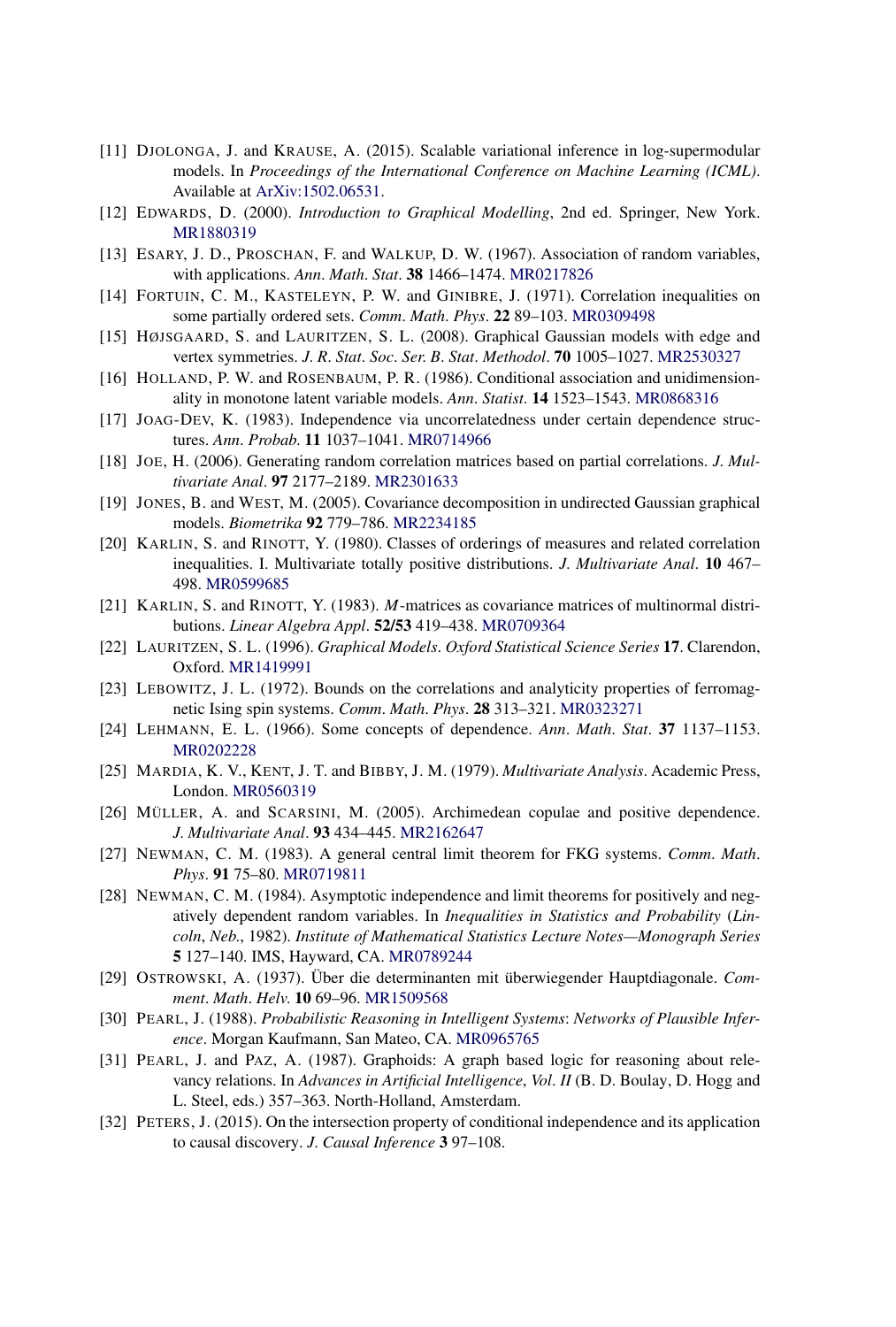[11] Djolonga, J. and Krause, A. (2015). Scalable variational inference in log-supermodular models. In *Proceedings of the International Conference on Machine Learning (ICML)*. Available at ArXiv:1502.06531.

[12] Edwards, D. (2000). *Introduction to Graphical Modelling*, 2nd ed. Springer, New York. MR1880319

[13] Esary, J. D., Proschan, F. and Walkup, D. W. (1967). Association of random variables, with applications. *Ann. Math. Stat.* **38** 1466–1474. MR0217826

[14] Fortuin, C. M., Kasteleyn, P. W. and Ginibre, J. (1971). Correlation inequalities on some partially ordered sets. *Comm. Math. Phys.* **22** 89–103. MR0309498

[15] Højsgaard, S. and Lauritzen, S. L. (2008). Graphical Gaussian models with edge and vertex symmetries. *J. R. Stat. Soc. Ser. B. Stat. Methodol.* **70** 1005–1027. MR2530327

[16] Holland, P. W. and Rosenbaum, P. R. (1986). Conditional association and unidimensionality in monotone latent variable models. *Ann. Statist.* **14** 1523–1543. MR0868316

[17] Joag-Dev, K. (1983). Independence via uncorrelatedness under certain dependence structures. *Ann. Probab.* **11** 1037–1041. MR0714966

[18] Joe, H. (2006). Generating random correlation matrices based on partial correlations. *J. Multivariate Anal.* **97** 2177–2189. MR2301633

[19] Jones, B. and West, M. (2005). Covariance decomposition in undirected Gaussian graphical models. *Biometrika* **92** 779–786. MR2234185

[20] Karlin, S. and Rinott, Y. (1980). Classes of orderings of measures and related correlation inequalities. I. Multivariate totally positive distributions. *J. Multivariate Anal.* **10** 467–498. MR0599685

[21] Karlin, S. and Rinott, Y. (1983). *M*-matrices as covariance matrices of multinormal distributions. *Linear Algebra Appl.* **52/53** 419–438. MR0709364

[22] Lauritzen, S. L. (1996). *Graphical Models*. *Oxford Statistical Science Series* **17**. Clarendon, Oxford. MR1419991

[23] Lebowitz, J. L. (1972). Bounds on the correlations and analyticity properties of ferromagnetic Ising spin systems. *Comm. Math. Phys.* **28** 313–321. MR0323271

[24] Lehmann, E. L. (1966). Some concepts of dependence. *Ann. Math. Stat.* **37** 1137–1153. MR0202228

[25] Mardia, K. V., Kent, J. T. and Bibby, J. M. (1979). *Multivariate Analysis*. Academic Press, London. MR0560319

[26] Müller, A. and Scarsini, M. (2005). Archimedean copulae and positive dependence. *J. Multivariate Anal.* **93** 434–445. MR2162647

[27] Newman, C. M. (1983). A general central limit theorem for FKG systems. *Comm. Math. Phys.* **91** 75–80. MR0719811

[28] Newman, C. M. (1984). Asymptotic independence and limit theorems for positively and negatively dependent random variables. In *Inequalities in Statistics and Probability* (*Lincoln, Neb.*, 1982). *Institute of Mathematical Statistics Lecture Notes—Monograph Series* **5** 127–140. IMS, Hayward, CA. MR0789244

[29] Ostrowski, A. (1937). Über die determinanten mit überwiegender Hauptdiagonale. *Comment. Math. Helv.* **10** 69–96. MR1509568

[30] Pearl, J. (1988). *Probabilistic Reasoning in Intelligent Systems*: *Networks of Plausible Inference*. Morgan Kaufmann, San Mateo, CA. MR0965765

[31] Pearl, J. and Paz, A. (1987). Graphoids: A graph based logic for reasoning about relevancy relations. In *Advances in Artificial Intelligence*, *Vol. II* (B. D. Boulay, D. Hogg and L. Steel, eds.) 357–363. North-Holland, Amsterdam.

[32] Peters, J. (2015). On the intersection property of conditional independence and its application to causal discovery. *J. Causal Inference* **3** 97–108.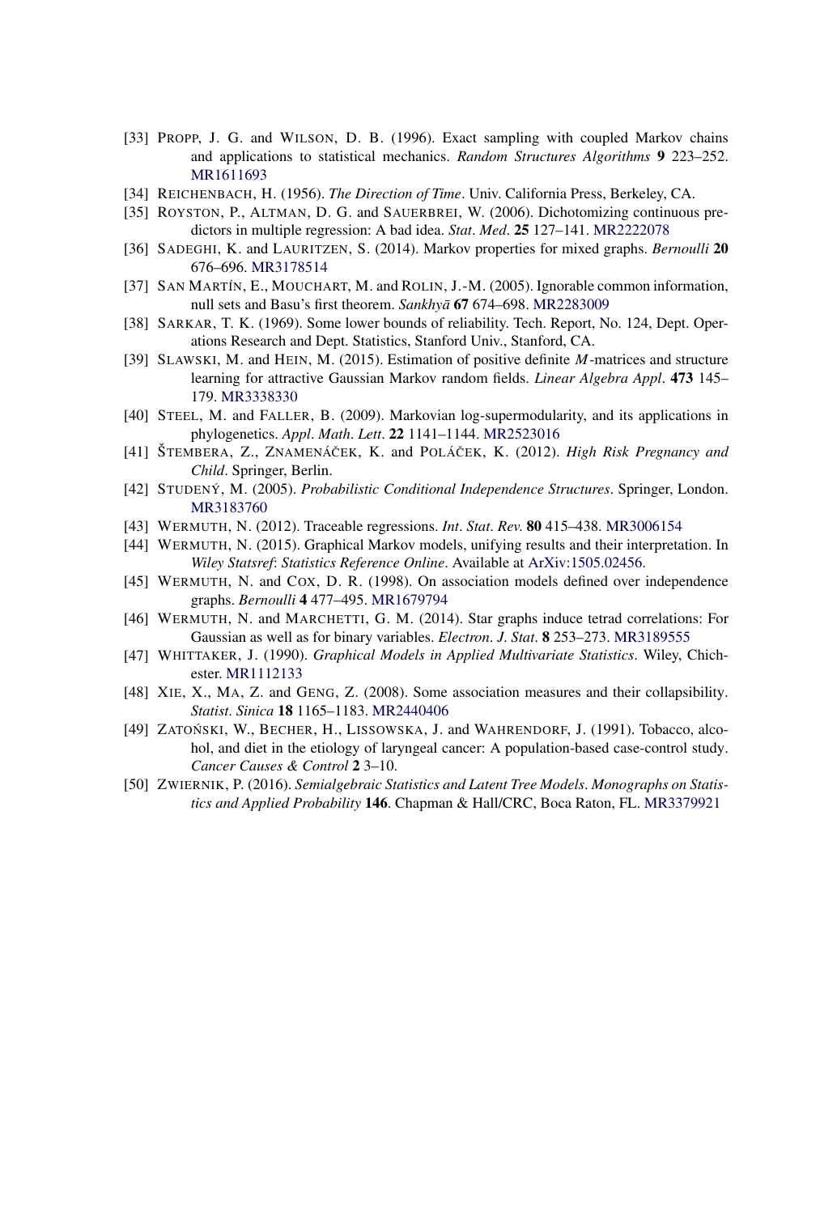[33] PROPP, J. G. and WILSON, D. B. (1996). Exact sampling with coupled Markov chains and applications to statistical mechanics. *Random Structures Algorithms* **9** 223–252. MR1611693

[34] REICHENBACH, H. (1956). *The Direction of Time*. Univ. California Press, Berkeley, CA.

[35] ROYSTON, P., ALTMAN, D. G. and SAUERBREI, W. (2006). Dichotomizing continuous predictors in multiple regression: A bad idea. *Stat. Med.* **25** 127–141. MR2222078

[36] SADEGHI, K. and LAURITZEN, S. (2014). Markov properties for mixed graphs. *Bernoulli* **20** 676–696. MR3178514

[37] SAN MARTÍN, E., MOUCHART, M. and ROLIN, J.-M. (2005). Ignorable common information, null sets and Basu's first theorem. *Sankhyā* **67** 674–698. MR2283009

[38] SARKAR, T. K. (1969). Some lower bounds of reliability. Tech. Report, No. 124, Dept. Operations Research and Dept. Statistics, Stanford Univ., Stanford, CA.

[39] SLAWSKI, M. and HEIN, M. (2015). Estimation of positive definite $M$-matrices and structure learning for attractive Gaussian Markov random fields. *Linear Algebra Appl.* **473** 145–179. MR3338330

[40] STEEL, M. and FALLER, B. (2009). Markovian log-supermodularity, and its applications in phylogenetics. *Appl. Math. Lett.* **22** 1141–1144. MR2523016

[41] ŠTEMBERA, Z., ZNAMENÁČEK, K. and POLÁČEK, K. (2012). *High Risk Pregnancy and Child*. Springer, Berlin.

[42] STUDENÝ, M. (2005). *Probabilistic Conditional Independence Structures*. Springer, London. MR3183760

[43] WERMUTH, N. (2012). Traceable regressions. *Int. Stat. Rev.* **80** 415–438. MR3006154

[44] WERMUTH, N. (2015). Graphical Markov models, unifying results and their interpretation. In *Wiley Statsref*: *Statistics Reference Online*. Available at ArXiv:1505.02456.

[45] WERMUTH, N. and COX, D. R. (1998). On association models defined over independence graphs. *Bernoulli* **4** 477–495. MR1679794

[46] WERMUTH, N. and MARCHETTI, G. M. (2014). Star graphs induce tetrad correlations: For Gaussian as well as for binary variables. *Electron. J. Stat.* **8** 253–273. MR3189555

[47] WHITTAKER, J. (1990). *Graphical Models in Applied Multivariate Statistics*. Wiley, Chichester. MR1112133

[48] XIE, X., MA, Z. and GENG, Z. (2008). Some association measures and their collapsibility. *Statist. Sinica* **18** 1165–1183. MR2440406

[49] ZATOŃSKI, W., BECHER, H., LISSOWSKA, J. and WAHRENDORF, J. (1991). Tobacco, alcohol, and diet in the etiology of laryngeal cancer: A population-based case-control study. *Cancer Causes & Control* **2** 3–10.

[50] ZWIERNIK, P. (2016). *Semialgebraic Statistics and Latent Tree Models*. *Monographs on Statistics and Applied Probability* **146**. Chapman & Hall/CRC, Boca Raton, FL. MR3379921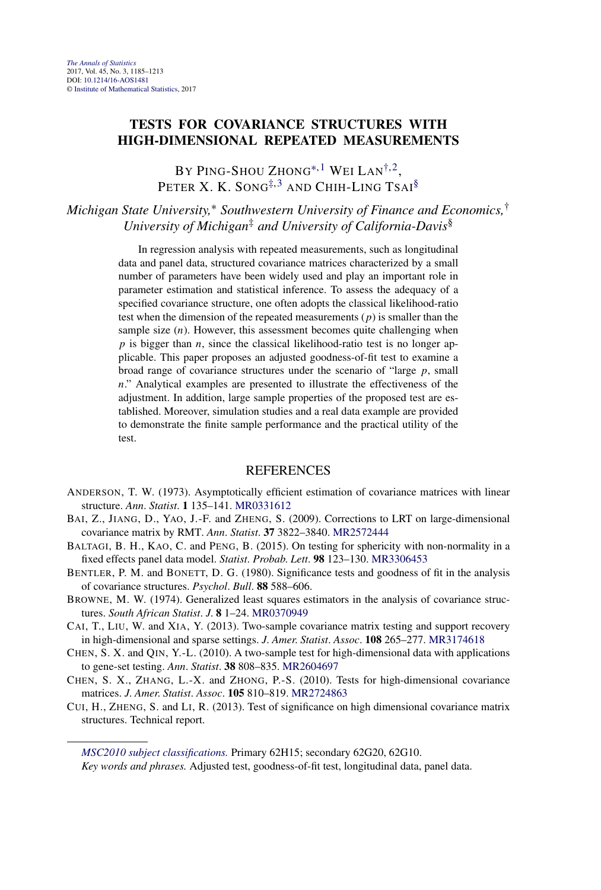# TESTS FOR COVARIANCE STRUCTURES WITH HIGH-DIMENSIONAL REPEATED MEASUREMENTS

BY PING-SHOU ZHONG[*,1] WEI LAN[†,2], PETER X. K. SONG[‡,3] AND CHIH-LING TSAI[§]

*Michigan State University,[*] Southwestern University of Finance and Economics,[†] University of Michigan[‡] and University of California-Davis[§]*

In regression analysis with repeated measurements, such as longitudinal data and panel data, structured covariance matrices characterized by a small number of parameters have been widely used and play an important role in parameter estimation and statistical inference. To assess the adequacy of a specified covariance structure, one often adopts the classical likelihood-ratio test when the dimension of the repeated measurements ($p$) is smaller than the sample size ($n$). However, this assessment becomes quite challenging when $p$ is bigger than $n$, since the classical likelihood-ratio test is no longer applicable. This paper proposes an adjusted goodness-of-fit test to examine a broad range of covariance structures under the scenario of "large $p$, small $n$." Analytical examples are presented to illustrate the effectiveness of the adjustment. In addition, large sample properties of the proposed test are established. Moreover, simulation studies and a real data example are provided to demonstrate the finite sample performance and the practical utility of the test.

## REFERENCES

ANDERSON, T. W. (1973). Asymptotically efficient estimation of covariance matrices with linear structure. *Ann. Statist.* **1** 135–141. MR0331612

BAI, Z., JIANG, D., YAO, J.-F. and ZHENG, S. (2009). Corrections to LRT on large-dimensional covariance matrix by RMT. *Ann. Statist.* **37** 3822–3840. MR2572444

BALTAGI, B. H., KAO, C. and PENG, B. (2015). On testing for sphericity with non-normality in a fixed effects panel data model. *Statist. Probab. Lett.* **98** 123–130. MR3306453

BENTLER, P. M. and BONETT, D. G. (1980). Significance tests and goodness of fit in the analysis of covariance structures. *Psychol. Bull.* **88** 588–606.

BROWNE, M. W. (1974). Generalized least squares estimators in the analysis of covariance structures. *South African Statist. J.* **8** 1–24. MR0370949

CAI, T., LIU, W. and XIA, Y. (2013). Two-sample covariance matrix testing and support recovery in high-dimensional and sparse settings. *J. Amer. Statist. Assoc.* **108** 265–277. MR3174618

CHEN, S. X. and QIN, Y.-L. (2010). A two-sample test for high-dimensional data with applications to gene-set testing. *Ann. Statist.* **38** 808–835. MR2604697

CHEN, S. X., ZHANG, L.-X. and ZHONG, P.-S. (2010). Tests for high-dimensional covariance matrices. *J. Amer. Statist. Assoc.* **105** 810–819. MR2724863

CUI, H., ZHENG, S. and LI, R. (2013). Test of significance on high dimensional covariance matrix structures. Technical report.

*MSC2010 subject classifications.* Primary 62H15; secondary 62G20, 62G10.

*Key words and phrases.* Adjusted test, goodness-of-fit test, longitudinal data, panel data.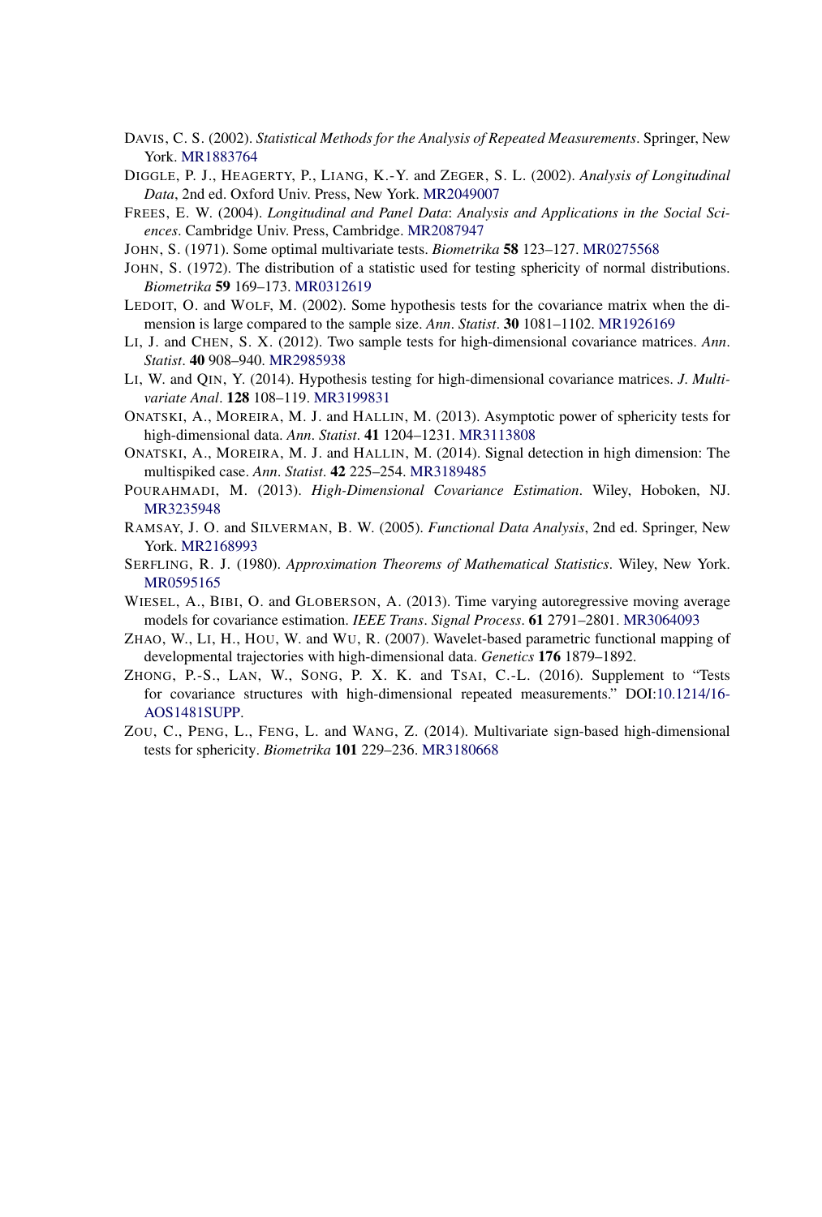DAVIS, C. S. (2002). *Statistical Methods for the Analysis of Repeated Measurements*. Springer, New York. MR1883764

DIGGLE, P. J., HEAGERTY, P., LIANG, K.-Y. and ZEGER, S. L. (2002). *Analysis of Longitudinal Data*, 2nd ed. Oxford Univ. Press, New York. MR2049007

FREES, E. W. (2004). *Longitudinal and Panel Data*: *Analysis and Applications in the Social Sciences*. Cambridge Univ. Press, Cambridge. MR2087947

JOHN, S. (1971). Some optimal multivariate tests. *Biometrika* **58** 123–127. MR0275568

JOHN, S. (1972). The distribution of a statistic used for testing sphericity of normal distributions. *Biometrika* **59** 169–173. MR0312619

LEDOIT, O. and WOLF, M. (2002). Some hypothesis tests for the covariance matrix when the dimension is large compared to the sample size. *Ann*. *Statist*. **30** 1081–1102. MR1926169

LI, J. and CHEN, S. X. (2012). Two sample tests for high-dimensional covariance matrices. *Ann*. *Statist*. **40** 908–940. MR2985938

LI, W. and QIN, Y. (2014). Hypothesis testing for high-dimensional covariance matrices. *J*. *Multivariate Anal*. **128** 108–119. MR3199831

ONATSKI, A., MOREIRA, M. J. and HALLIN, M. (2013). Asymptotic power of sphericity tests for high-dimensional data. *Ann*. *Statist*. **41** 1204–1231. MR3113808

ONATSKI, A., MOREIRA, M. J. and HALLIN, M. (2014). Signal detection in high dimension: The multispiked case. *Ann*. *Statist*. **42** 225–254. MR3189485

POURAHMADI, M. (2013). *High-Dimensional Covariance Estimation*. Wiley, Hoboken, NJ. MR3235948

RAMSAY, J. O. and SILVERMAN, B. W. (2005). *Functional Data Analysis*, 2nd ed. Springer, New York. MR2168993

SERFLING, R. J. (1980). *Approximation Theorems of Mathematical Statistics*. Wiley, New York. MR0595165

WIESEL, A., BIBI, O. and GLOBERSON, A. (2013). Time varying autoregressive moving average models for covariance estimation. *IEEE Trans*. *Signal Process*. **61** 2791–2801. MR3064093

ZHAO, W., LI, H., HOU, W. and WU, R. (2007). Wavelet-based parametric functional mapping of developmental trajectories with high-dimensional data. *Genetics* **176** 1879–1892.

ZHONG, P.-S., LAN, W., SONG, P. X. K. and TSAI, C.-L. (2016). Supplement to "Tests for covariance structures with high-dimensional repeated measurements." DOI:10.1214/16-AOS1481SUPP.

ZOU, C., PENG, L., FENG, L. and WANG, Z. (2014). Multivariate sign-based high-dimensional tests for sphericity. *Biometrika* **101** 229–236. MR3180668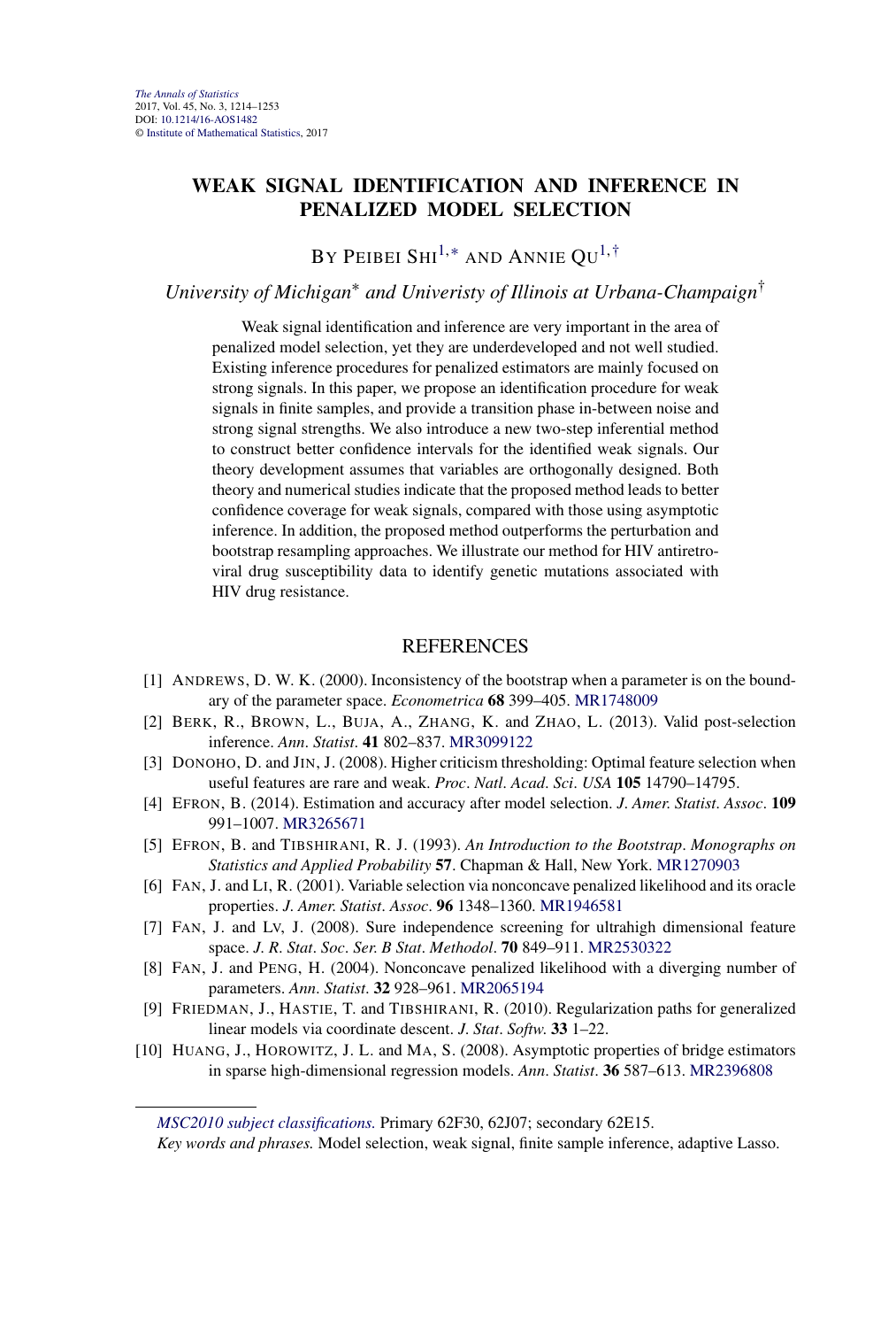# WEAK SIGNAL IDENTIFICATION AND INFERENCE IN PENALIZED MODEL SELECTION

BY PEIBEI SHI[1,*] AND ANNIE QU[1,†]

*University of Michigan[*] and Univeristy of Illinois at Urbana-Champaign[†]*

Weak signal identification and inference are very important in the area of penalized model selection, yet they are underdeveloped and not well studied. Existing inference procedures for penalized estimators are mainly focused on strong signals. In this paper, we propose an identification procedure for weak signals in finite samples, and provide a transition phase in-between noise and strong signal strengths. We also introduce a new two-step inferential method to construct better confidence intervals for the identified weak signals. Our theory development assumes that variables are orthogonally designed. Both theory and numerical studies indicate that the proposed method leads to better confidence coverage for weak signals, compared with those using asymptotic inference. In addition, the proposed method outperforms the perturbation and bootstrap resampling approaches. We illustrate our method for HIV antiretroviral drug susceptibility data to identify genetic mutations associated with HIV drug resistance.

## REFERENCES

[1] ANDREWS, D. W. K. (2000). Inconsistency of the bootstrap when a parameter is on the boundary of the parameter space. *Econometrica* **68** 399–405. MR1748009

[2] BERK, R., BROWN, L., BUJA, A., ZHANG, K. and ZHAO, L. (2013). Valid post-selection inference. *Ann. Statist.* **41** 802–837. MR3099122

[3] DONOHO, D. and JIN, J. (2008). Higher criticism thresholding: Optimal feature selection when useful features are rare and weak. *Proc. Natl. Acad. Sci. USA* **105** 14790–14795.

[4] EFRON, B. (2014). Estimation and accuracy after model selection. *J. Amer. Statist. Assoc.* **109** 991–1007. MR3265671

[5] EFRON, B. and TIBSHIRANI, R. J. (1993). *An Introduction to the Bootstrap*. *Monographs on Statistics and Applied Probability* **57**. Chapman & Hall, New York. MR1270903

[6] FAN, J. and LI, R. (2001). Variable selection via nonconcave penalized likelihood and its oracle properties. *J. Amer. Statist. Assoc.* **96** 1348–1360. MR1946581

[7] FAN, J. and LV, J. (2008). Sure independence screening for ultrahigh dimensional feature space. *J. R. Stat. Soc. Ser. B Stat. Methodol.* **70** 849–911. MR2530322

[8] FAN, J. and PENG, H. (2004). Nonconcave penalized likelihood with a diverging number of parameters. *Ann. Statist.* **32** 928–961. MR2065194

[9] FRIEDMAN, J., HASTIE, T. and TIBSHIRANI, R. (2010). Regularization paths for generalized linear models via coordinate descent. *J. Stat. Softw.* **33** 1–22.

[10] HUANG, J., HOROWITZ, J. L. and MA, S. (2008). Asymptotic properties of bridge estimators in sparse high-dimensional regression models. *Ann. Statist.* **36** 587–613. MR2396808

---

*MSC2010 subject classifications.* Primary 62F30, 62J07; secondary 62E15.

*Key words and phrases.* Model selection, weak signal, finite sample inference, adaptive Lasso.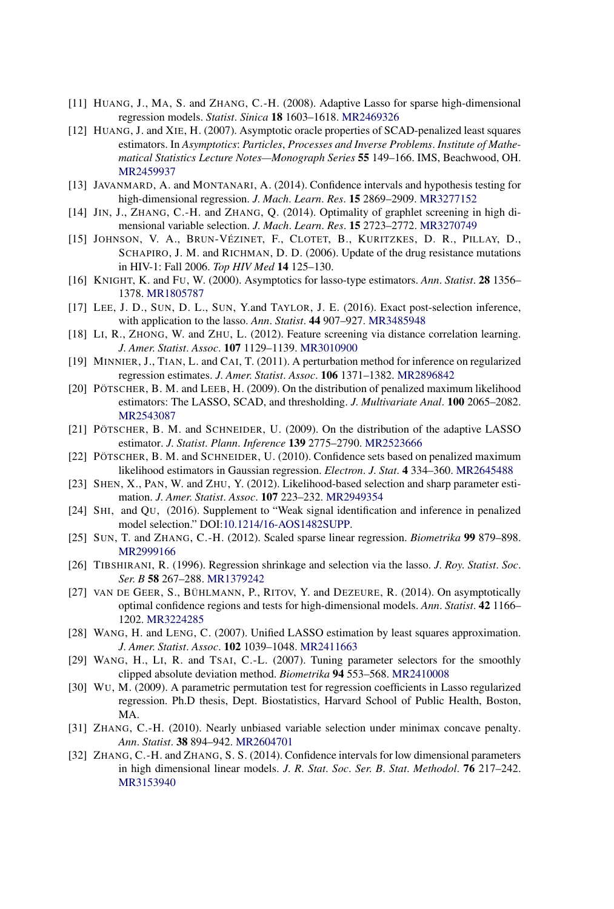[11] HUANG, J., MA, S. and ZHANG, C.-H. (2008). Adaptive Lasso for sparse high-dimensional regression models. *Statist. Sinica* **18** 1603–1618. MR2469326

[12] HUANG, J. and XIE, H. (2007). Asymptotic oracle properties of SCAD-penalized least squares estimators. In *Asymptotics: Particles, Processes and Inverse Problems*. *Institute of Mathematical Statistics Lecture Notes—Monograph Series* **55** 149–166. IMS, Beachwood, OH. MR2459937

[13] JAVANMARD, A. and MONTANARI, A. (2014). Confidence intervals and hypothesis testing for high-dimensional regression. *J. Mach. Learn. Res.* **15** 2869–2909. MR3277152

[14] JIN, J., ZHANG, C.-H. and ZHANG, Q. (2014). Optimality of graphlet screening in high dimensional variable selection. *J. Mach. Learn. Res.* **15** 2723–2772. MR3270749

[15] JOHNSON, V. A., BRUN-VÉZINET, F., CLOTET, B., KURITZKES, D. R., PILLAY, D., SCHAPIRO, J. M. and RICHMAN, D. D. (2006). Update of the drug resistance mutations in HIV-1: Fall 2006. *Top HIV Med* **14** 125–130.

[16] KNIGHT, K. and FU, W. (2000). Asymptotics for lasso-type estimators. *Ann. Statist.* **28** 1356–1378. MR1805787

[17] LEE, J. D., SUN, D. L., SUN, Y.and TAYLOR, J. E. (2016). Exact post-selection inference, with application to the lasso. *Ann. Statist.* **44** 907–927. MR3485948

[18] LI, R., ZHONG, W. and ZHU, L. (2012). Feature screening via distance correlation learning. *J. Amer. Statist. Assoc.* **107** 1129–1139. MR3010900

[19] MINNIER, J., TIAN, L. and CAI, T. (2011). A perturbation method for inference on regularized regression estimates. *J. Amer. Statist. Assoc.* **106** 1371–1382. MR2896842

[20] PÖTSCHER, B. M. and LEEB, H. (2009). On the distribution of penalized maximum likelihood estimators: The LASSO, SCAD, and thresholding. *J. Multivariate Anal.* **100** 2065–2082. MR2543087

[21] PÖTSCHER, B. M. and SCHNEIDER, U. (2009). On the distribution of the adaptive LASSO estimator. *J. Statist. Plann. Inference* **139** 2775–2790. MR2523666

[22] PÖTSCHER, B. M. and SCHNEIDER, U. (2010). Confidence sets based on penalized maximum likelihood estimators in Gaussian regression. *Electron. J. Stat.* **4** 334–360. MR2645488

[23] SHEN, X., PAN, W. and ZHU, Y. (2012). Likelihood-based selection and sharp parameter estimation. *J. Amer. Statist. Assoc.* **107** 223–232. MR2949354

[24] SHI, and QU, (2016). Supplement to "Weak signal identification and inference in penalized model selection." DOI:10.1214/16-AOS1482SUPP.

[25] SUN, T. and ZHANG, C.-H. (2012). Scaled sparse linear regression. *Biometrika* **99** 879–898. MR2999166

[26] TIBSHIRANI, R. (1996). Regression shrinkage and selection via the lasso. *J. Roy. Statist. Soc. Ser. B* **58** 267–288. MR1379242

[27] VAN DE GEER, S., BÜHLMANN, P., RITOV, Y. and DEZEURE, R. (2014). On asymptotically optimal confidence regions and tests for high-dimensional models. *Ann. Statist.* **42** 1166–1202. MR3224285

[28] WANG, H. and LENG, C. (2007). Unified LASSO estimation by least squares approximation. *J. Amer. Statist. Assoc.* **102** 1039–1048. MR2411663

[29] WANG, H., LI, R. and TSAI, C.-L. (2007). Tuning parameter selectors for the smoothly clipped absolute deviation method. *Biometrika* **94** 553–568. MR2410008

[30] WU, M. (2009). A parametric permutation test for regression coefficients in Lasso regularized regression. Ph.D thesis, Dept. Biostatistics, Harvard School of Public Health, Boston, MA.

[31] ZHANG, C.-H. (2010). Nearly unbiased variable selection under minimax concave penalty. *Ann. Statist.* **38** 894–942. MR2604701

[32] ZHANG, C.-H. and ZHANG, S. S. (2014). Confidence intervals for low dimensional parameters in high dimensional linear models. *J. R. Stat. Soc. Ser. B. Stat. Methodol.* **76** 217–242. MR3153940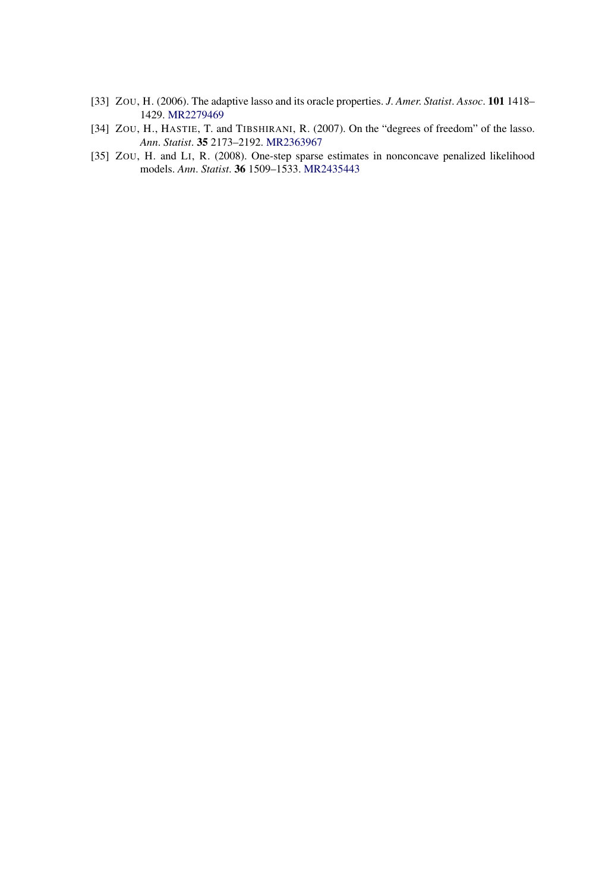[33] ZOU, H. (2006). The adaptive lasso and its oracle properties. *J. Amer. Statist. Assoc.* **101** 1418–1429. MR2279469

[34] ZOU, H., HASTIE, T. and TIBSHIRANI, R. (2007). On the "degrees of freedom" of the lasso. *Ann. Statist.* **35** 2173–2192. MR2363967

[35] ZOU, H. and LI, R. (2008). One-step sparse estimates in nonconcave penalized likelihood models. *Ann. Statist.* **36** 1509–1533. MR2435443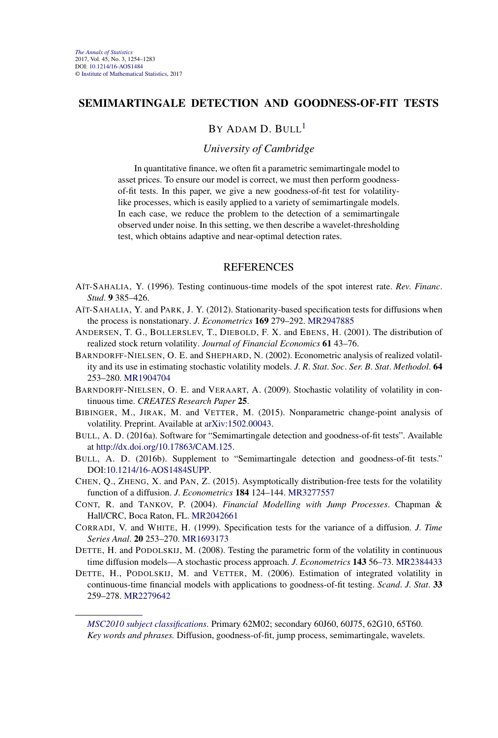# SEMIMARTINGALE DETECTION AND GOODNESS-OF-FIT TESTS

BY ADAM D. BULL[1]

*University of Cambridge*

In quantitative finance, we often fit a parametric semimartingale model to asset prices. To ensure our model is correct, we must then perform goodness-of-fit tests. In this paper, we give a new goodness-of-fit test for volatility-like processes, which is easily applied to a variety of semimartingale models. In each case, we reduce the problem to the detection of a semimartingale observed under noise. In this setting, we then describe a wavelet-thresholding test, which obtains adaptive and near-optimal detection rates.

## REFERENCES

AÏT-SAHALIA, Y. (1996). Testing continuous-time models of the spot interest rate. *Rev. Financ. Stud.* **9** 385–426.

AÏT-SAHALIA, Y. and PARK, J. Y. (2012). Stationarity-based specification tests for diffusions when the process is nonstationary. *J. Econometrics* **169** 279–292. MR2947885

ANDERSEN, T. G., BOLLERSLEV, T., DIEBOLD, F. X. and EBENS, H. (2001). The distribution of realized stock return volatility. *Journal of Financial Economics* **61** 43–76.

BARNDORFF-NIELSEN, O. E. and SHEPHARD, N. (2002). Econometric analysis of realized volatility and its use in estimating stochastic volatility models. *J. R. Stat. Soc. Ser. B. Stat. Methodol.* **64** 253–280. MR1904704

BARNDORFF-NIELSEN, O. E. and VERAART, A. (2009). Stochastic volatility of volatility in continuous time. *CREATES Research Paper* **25**.

BIBINGER, M., JIRAK, M. and VETTER, M. (2015). Nonparametric change-point analysis of volatility. Preprint. Available at arXiv:1502.00043.

BULL, A. D. (2016a). Software for "Semimartingale detection and goodness-of-fit tests". Available at http://dx.doi.org/10.17863/CAM.125.

BULL, A. D. (2016b). Supplement to "Semimartingale detection and goodness-of-fit tests." DOI:10.1214/16-AOS1484SUPP.

CHEN, Q., ZHENG, X. and PAN, Z. (2015). Asymptotically distribution-free tests for the volatility function of a diffusion. *J. Econometrics* **184** 124–144. MR3277557

CONT, R. and TANKOV, P. (2004). *Financial Modelling with Jump Processes*. Chapman & Hall/CRC, Boca Raton, FL. MR2042661

CORRADI, V. and WHITE, H. (1999). Specification tests for the variance of a diffusion. *J. Time Series Anal.* **20** 253–270. MR1693173

DETTE, H. and PODOLSKIJ, M. (2008). Testing the parametric form of the volatility in continuous time diffusion models—A stochastic process approach. *J. Econometrics* **143** 56–73. MR2384433

DETTE, H., PODOLSKIJ, M. and VETTER, M. (2006). Estimation of integrated volatility in continuous-time financial models with applications to goodness-of-fit testing. *Scand. J. Stat.* **33** 259–278. MR2279642

*MSC2010 subject classifications.* Primary 62M02; secondary 60J60, 60J75, 62G10, 65T60.
*Key words and phrases.* Diffusion, goodness-of-fit, jump process, semimartingale, wavelets.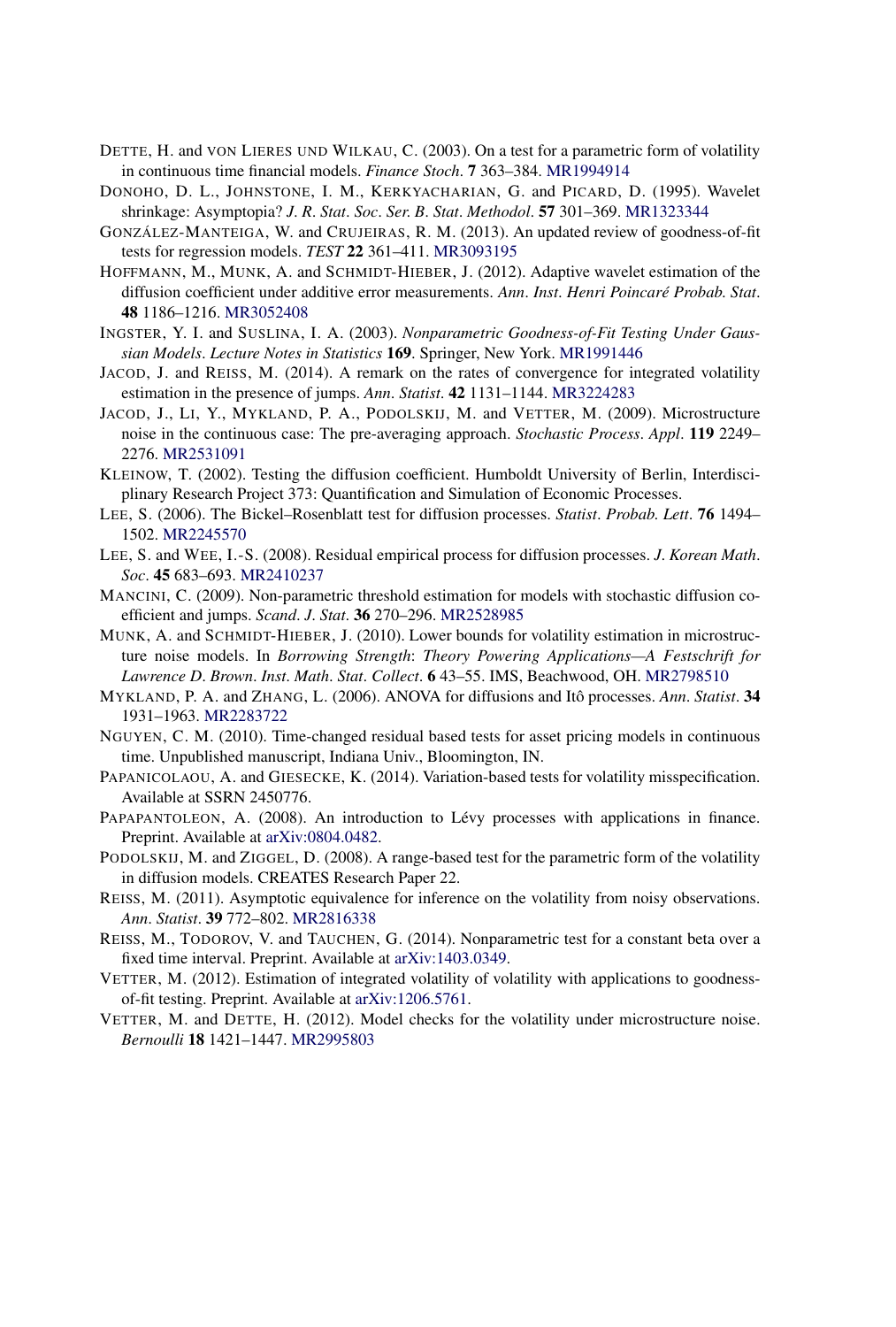DETTE, H. and VON LIERES UND WILKAU, C. (2003). On a test for a parametric form of volatility in continuous time financial models. *Finance Stoch*. **7** 363–384. MR1994914

DONOHO, D. L., JOHNSTONE, I. M., KERKYACHARIAN, G. and PICARD, D. (1995). Wavelet shrinkage: Asymptopia? *J. R. Stat. Soc. Ser. B. Stat. Methodol*. **57** 301–369. MR1323344

GONZÁLEZ-MANTEIGA, W. and CRUJEIRAS, R. M. (2013). An updated review of goodness-of-fit tests for regression models. *TEST* **22** 361–411. MR3093195

HOFFMANN, M., MUNK, A. and SCHMIDT-HIEBER, J. (2012). Adaptive wavelet estimation of the diffusion coefficient under additive error measurements. *Ann. Inst. Henri Poincaré Probab. Stat*. **48** 1186–1216. MR3052408

INGSTER, Y. I. and SUSLINA, I. A. (2003). *Nonparametric Goodness-of-Fit Testing Under Gaussian Models. Lecture Notes in Statistics* **169**. Springer, New York. MR1991446

JACOD, J. and REISS, M. (2014). A remark on the rates of convergence for integrated volatility estimation in the presence of jumps. *Ann. Statist*. **42** 1131–1144. MR3224283

JACOD, J., LI, Y., MYKLAND, P. A., PODOLSKIJ, M. and VETTER, M. (2009). Microstructure noise in the continuous case: The pre-averaging approach. *Stochastic Process. Appl*. **119** 2249–2276. MR2531091

KLEINOW, T. (2002). Testing the diffusion coefficient. Humboldt University of Berlin, Interdisciplinary Research Project 373: Quantification and Simulation of Economic Processes.

LEE, S. (2006). The Bickel–Rosenblatt test for diffusion processes. *Statist. Probab. Lett*. **76** 1494–1502. MR2245570

LEE, S. and WEE, I.-S. (2008). Residual empirical process for diffusion processes. *J. Korean Math. Soc*. **45** 683–693. MR2410237

MANCINI, C. (2009). Non-parametric threshold estimation for models with stochastic diffusion coefficient and jumps. *Scand. J. Stat*. **36** 270–296. MR2528985

MUNK, A. and SCHMIDT-HIEBER, J. (2010). Lower bounds for volatility estimation in microstructure noise models. In *Borrowing Strength: Theory Powering Applications—A Festschrift for Lawrence D. Brown. Inst. Math. Stat. Collect*. **6** 43–55. IMS, Beachwood, OH. MR2798510

MYKLAND, P. A. and ZHANG, L. (2006). ANOVA for diffusions and Itô processes. *Ann. Statist*. **34** 1931–1963. MR2283722

NGUYEN, C. M. (2010). Time-changed residual based tests for asset pricing models in continuous time. Unpublished manuscript, Indiana Univ., Bloomington, IN.

PAPANICOLAOU, A. and GIESECKE, K. (2014). Variation-based tests for volatility misspecification. Available at SSRN 2450776.

PAPAPANTOLEON, A. (2008). An introduction to Lévy processes with applications in finance. Preprint. Available at arXiv:0804.0482.

PODOLSKIJ, M. and ZIGGEL, D. (2008). A range-based test for the parametric form of the volatility in diffusion models. CREATES Research Paper 22.

REISS, M. (2011). Asymptotic equivalence for inference on the volatility from noisy observations. *Ann. Statist*. **39** 772–802. MR2816338

REISS, M., TODOROV, V. and TAUCHEN, G. (2014). Nonparametric test for a constant beta over a fixed time interval. Preprint. Available at arXiv:1403.0349.

VETTER, M. (2012). Estimation of integrated volatility of volatility with applications to goodness-of-fit testing. Preprint. Available at arXiv:1206.5761.

VETTER, M. and DETTE, H. (2012). Model checks for the volatility under microstructure noise. *Bernoulli* **18** 1421–1447. MR2995803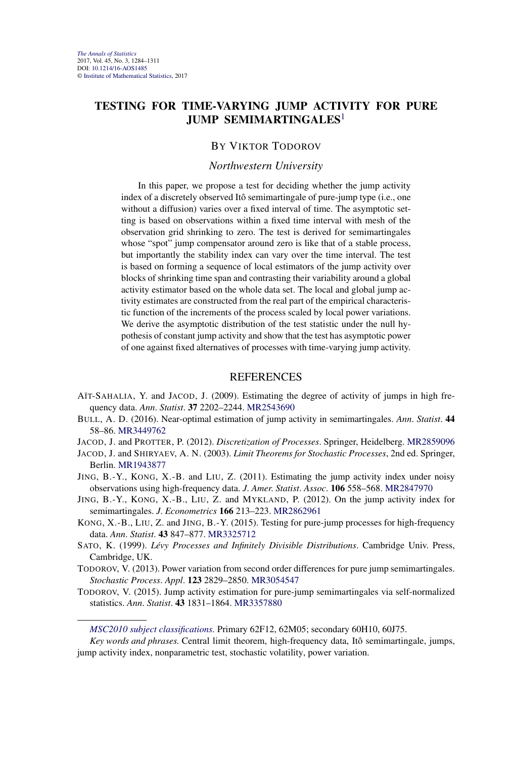# TESTING FOR TIME-VARYING JUMP ACTIVITY FOR PURE JUMP SEMIMARTINGALES[1]

BY VIKTOR TODOROV

*Northwestern University*

In this paper, we propose a test for deciding whether the jump activity index of a discretely observed Itô semimartingale of pure-jump type (i.e., one without a diffusion) varies over a fixed interval of time. The asymptotic setting is based on observations within a fixed time interval with mesh of the observation grid shrinking to zero. The test is derived for semimartingales whose "spot" jump compensator around zero is like that of a stable process, but importantly the stability index can vary over the time interval. The test is based on forming a sequence of local estimators of the jump activity over blocks of shrinking time span and contrasting their variability around a global activity estimator based on the whole data set. The local and global jump activity estimates are constructed from the real part of the empirical characteristic function of the increments of the process scaled by local power variations. We derive the asymptotic distribution of the test statistic under the null hypothesis of constant jump activity and show that the test has asymptotic power of one against fixed alternatives of processes with time-varying jump activity.

## REFERENCES

AÏT-SAHALIA, Y. and JACOD, J. (2009). Estimating the degree of activity of jumps in high frequency data. *Ann. Statist.* **37** 2202–2244. MR2543690

BULL, A. D. (2016). Near-optimal estimation of jump activity in semimartingales. *Ann. Statist.* **44** 58–86. MR3449762

JACOD, J. and PROTTER, P. (2012). *Discretization of Processes*. Springer, Heidelberg. MR2859096

JACOD, J. and SHIRYAEV, A. N. (2003). *Limit Theorems for Stochastic Processes*, 2nd ed. Springer, Berlin. MR1943877

JING, B.-Y., KONG, X.-B. and LIU, Z. (2011). Estimating the jump activity index under noisy observations using high-frequency data. *J. Amer. Statist. Assoc.* **106** 558–568. MR2847970

JING, B.-Y., KONG, X.-B., LIU, Z. and MYKLAND, P. (2012). On the jump activity index for semimartingales. *J. Econometrics* **166** 213–223. MR2862961

KONG, X.-B., LIU, Z. and JING, B.-Y. (2015). Testing for pure-jump processes for high-frequency data. *Ann. Statist.* **43** 847–877. MR3325712

SATO, K. (1999). *Lévy Processes and Infinitely Divisible Distributions*. Cambridge Univ. Press, Cambridge, UK.

TODOROV, V. (2013). Power variation from second order differences for pure jump semimartingales. *Stochastic Process. Appl.* **123** 2829–2850. MR3054547

TODOROV, V. (2015). Jump activity estimation for pure-jump semimartingales via self-normalized statistics. *Ann. Statist.* **43** 1831–1864. MR3357880

---

*MSC2010 subject classifications.* Primary 62F12, 62M05; secondary 60H10, 60J75.

*Key words and phrases.* Central limit theorem, high-frequency data, Itô semimartingale, jumps, jump activity index, nonparametric test, stochastic volatility, power variation.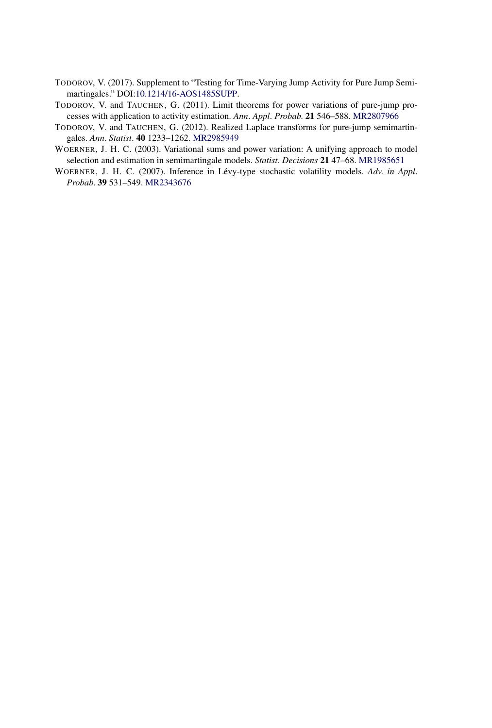TODOROV, V. (2017). Supplement to "Testing for Time-Varying Jump Activity for Pure Jump Semimartingales." DOI:10.1214/16-AOS1485SUPP.

TODOROV, V. and TAUCHEN, G. (2011). Limit theorems for power variations of pure-jump processes with application to activity estimation. *Ann. Appl. Probab.* **21** 546–588. MR2807966

TODOROV, V. and TAUCHEN, G. (2012). Realized Laplace transforms for pure-jump semimartingales. *Ann. Statist.* **40** 1233–1262. MR2985949

WOERNER, J. H. C. (2003). Variational sums and power variation: A unifying approach to model selection and estimation in semimartingale models. *Statist. Decisions* **21** 47–68. MR1985651

WOERNER, J. H. C. (2007). Inference in Lévy-type stochastic volatility models. *Adv. in Appl. Probab.* **39** 531–549. MR2343676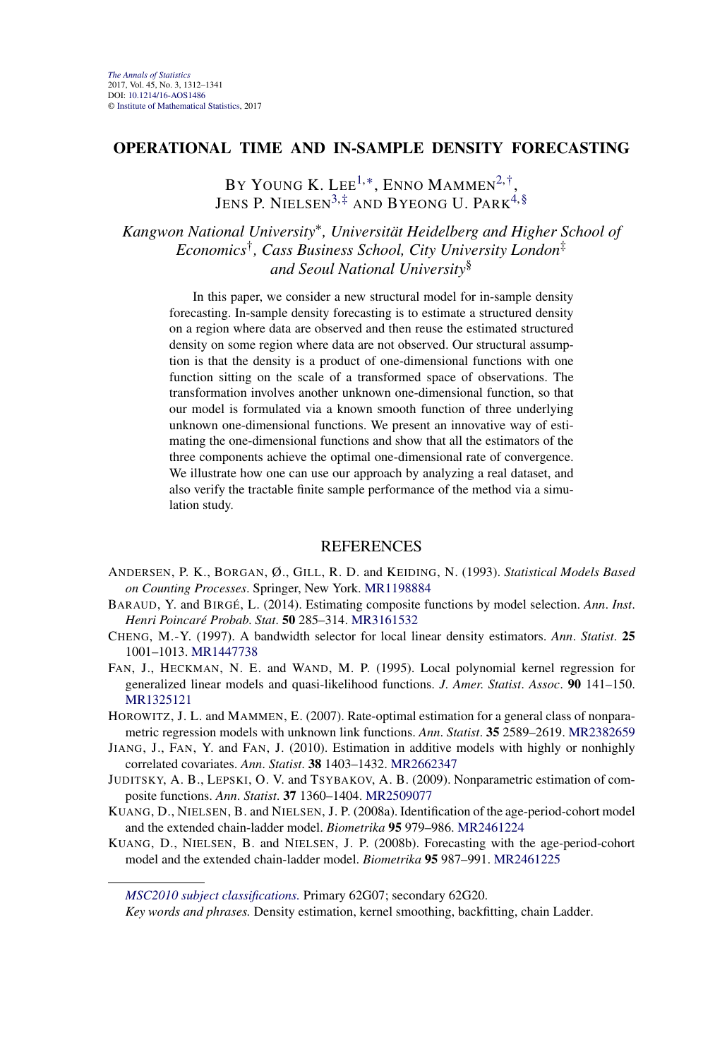*The Annals of Statistics*
2017, Vol. 45, No. 3, 1312–1341
DOI: 10.1214/16-AOS1486
© Institute of Mathematical Statistics, 2017

# OPERATIONAL TIME AND IN-SAMPLE DENSITY FORECASTING

BY YOUNG K. LEE[1,*], ENNO MAMMEN[2,†], JENS P. NIELSEN[3,‡] AND BYEONG U. PARK[4,§]

*Kangwon National University*[*], *Universität Heidelberg and Higher School of Economics*[†], *Cass Business School, City University London*[‡] *and Seoul National University*[§]

In this paper, we consider a new structural model for in-sample density forecasting. In-sample density forecasting is to estimate a structured density on a region where data are observed and then reuse the estimated structured density on some region where data are not observed. Our structural assumption is that the density is a product of one-dimensional functions with one function sitting on the scale of a transformed space of observations. The transformation involves another unknown one-dimensional function, so that our model is formulated via a known smooth function of three underlying unknown one-dimensional functions. We present an innovative way of estimating the one-dimensional functions and show that all the estimators of the three components achieve the optimal one-dimensional rate of convergence. We illustrate how one can use our approach by analyzing a real dataset, and also verify the tractable finite sample performance of the method via a simulation study.

## REFERENCES

ANDERSEN, P. K., BORGAN, Ø., GILL, R. D. and KEIDING, N. (1993). *Statistical Models Based on Counting Processes*. Springer, New York. MR1198884

BARAUD, Y. and BIRGÉ, L. (2014). Estimating composite functions by model selection. *Ann. Inst. Henri Poincaré Probab. Stat.* **50** 285–314. MR3161532

CHENG, M.-Y. (1997). A bandwidth selector for local linear density estimators. *Ann. Statist.* **25** 1001–1013. MR1447738

FAN, J., HECKMAN, N. E. and WAND, M. P. (1995). Local polynomial kernel regression for generalized linear models and quasi-likelihood functions. *J. Amer. Statist. Assoc.* **90** 141–150. MR1325121

HOROWITZ, J. L. and MAMMEN, E. (2007). Rate-optimal estimation for a general class of nonparametric regression models with unknown link functions. *Ann. Statist.* **35** 2589–2619. MR2382659

JIANG, J., FAN, Y. and FAN, J. (2010). Estimation in additive models with highly or nonhighly correlated covariates. *Ann. Statist.* **38** 1403–1432. MR2662347

JUDITSKY, A. B., LEPSKI, O. V. and TSYBAKOV, A. B. (2009). Nonparametric estimation of composite functions. *Ann. Statist.* **37** 1360–1404. MR2509077

KUANG, D., NIELSEN, B. and NIELSEN, J. P. (2008a). Identification of the age-period-cohort model and the extended chain-ladder model. *Biometrika* **95** 979–986. MR2461224

KUANG, D., NIELSEN, B. and NIELSEN, J. P. (2008b). Forecasting with the age-period-cohort model and the extended chain-ladder model. *Biometrika* **95** 987–991. MR2461225

*MSC2010 subject classifications.* Primary 62G07; secondary 62G20.
*Key words and phrases.* Density estimation, kernel smoothing, backfitting, chain Ladder.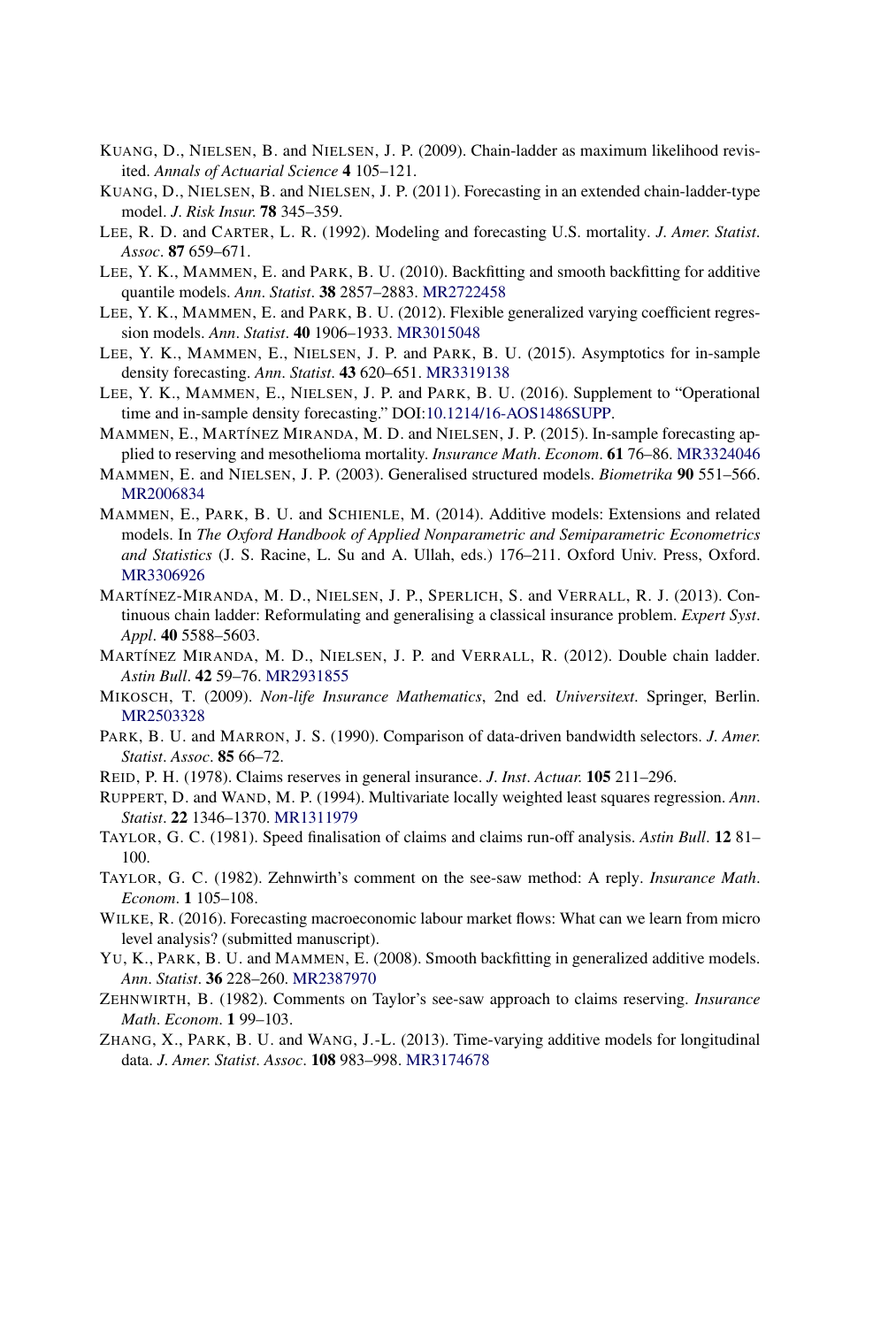KUANG, D., NIELSEN, B. and NIELSEN, J. P. (2009). Chain-ladder as maximum likelihood revisited. *Annals of Actuarial Science* **4** 105–121.

KUANG, D., NIELSEN, B. and NIELSEN, J. P. (2011). Forecasting in an extended chain-ladder-type model. *J. Risk Insur.* **78** 345–359.

LEE, R. D. and CARTER, L. R. (1992). Modeling and forecasting U.S. mortality. *J. Amer. Statist. Assoc.* **87** 659–671.

LEE, Y. K., MAMMEN, E. and PARK, B. U. (2010). Backfitting and smooth backfitting for additive quantile models. *Ann. Statist.* **38** 2857–2883. MR2722458

LEE, Y. K., MAMMEN, E. and PARK, B. U. (2012). Flexible generalized varying coefficient regression models. *Ann. Statist.* **40** 1906–1933. MR3015048

LEE, Y. K., MAMMEN, E., NIELSEN, J. P. and PARK, B. U. (2015). Asymptotics for in-sample density forecasting. *Ann. Statist.* **43** 620–651. MR3319138

LEE, Y. K., MAMMEN, E., NIELSEN, J. P. and PARK, B. U. (2016). Supplement to "Operational time and in-sample density forecasting." DOI:10.1214/16-AOS1486SUPP.

MAMMEN, E., MARTÍNEZ MIRANDA, M. D. and NIELSEN, J. P. (2015). In-sample forecasting applied to reserving and mesothelioma mortality. *Insurance Math. Econom.* **61** 76–86. MR3324046

MAMMEN, E. and NIELSEN, J. P. (2003). Generalised structured models. *Biometrika* **90** 551–566. MR2006834

MAMMEN, E., PARK, B. U. and SCHIENLE, M. (2014). Additive models: Extensions and related models. In *The Oxford Handbook of Applied Nonparametric and Semiparametric Econometrics and Statistics* (J. S. Racine, L. Su and A. Ullah, eds.) 176–211. Oxford Univ. Press, Oxford. MR3306926

MARTÍNEZ-MIRANDA, M. D., NIELSEN, J. P., SPERLICH, S. and VERRALL, R. J. (2013). Continuous chain ladder: Reformulating and generalising a classical insurance problem. *Expert Syst. Appl.* **40** 5588–5603.

MARTÍNEZ MIRANDA, M. D., NIELSEN, J. P. and VERRALL, R. (2012). Double chain ladder. *Astin Bull.* **42** 59–76. MR2931855

MIKOSCH, T. (2009). *Non-life Insurance Mathematics*, 2nd ed. *Universitext*. Springer, Berlin. MR2503328

PARK, B. U. and MARRON, J. S. (1990). Comparison of data-driven bandwidth selectors. *J. Amer. Statist. Assoc.* **85** 66–72.

REID, P. H. (1978). Claims reserves in general insurance. *J. Inst. Actuar.* **105** 211–296.

RUPPERT, D. and WAND, M. P. (1994). Multivariate locally weighted least squares regression. *Ann. Statist.* **22** 1346–1370. MR1311979

TAYLOR, G. C. (1981). Speed finalisation of claims and claims run-off analysis. *Astin Bull.* **12** 81–100.

TAYLOR, G. C. (1982). Zehnwirth's comment on the see-saw method: A reply. *Insurance Math. Econom.* **1** 105–108.

WILKE, R. (2016). Forecasting macroeconomic labour market flows: What can we learn from micro level analysis? (submitted manuscript).

YU, K., PARK, B. U. and MAMMEN, E. (2008). Smooth backfitting in generalized additive models. *Ann. Statist.* **36** 228–260. MR2387970

ZEHNWIRTH, B. (1982). Comments on Taylor's see-saw approach to claims reserving. *Insurance Math. Econom.* **1** 99–103.

ZHANG, X., PARK, B. U. and WANG, J.-L. (2013). Time-varying additive models for longitudinal data. *J. Amer. Statist. Assoc.* **108** 983–998. MR3174678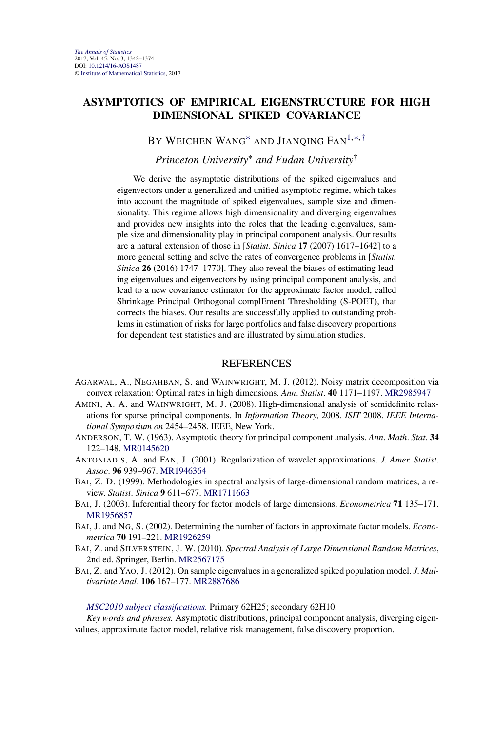# ASYMPTOTICS OF EMPIRICAL EIGENSTRUCTURE FOR HIGH DIMENSIONAL SPIKED COVARIANCE

BY WEICHEN WANG* AND JIANQING FAN[1,*,†]

*Princeton University\* and Fudan University†*

We derive the asymptotic distributions of the spiked eigenvalues and eigenvectors under a generalized and unified asymptotic regime, which takes into account the magnitude of spiked eigenvalues, sample size and dimensionality. This regime allows high dimensionality and diverging eigenvalues and provides new insights into the roles that the leading eigenvalues, sample size and dimensionality play in principal component analysis. Our results are a natural extension of those in [*Statist. Sinica* **17** (2007) 1617–1642] to a more general setting and solve the rates of convergence problems in [*Statist. Sinica* **26** (2016) 1747–1770]. They also reveal the biases of estimating leading eigenvalues and eigenvectors by using principal component analysis, and lead to a new covariance estimator for the approximate factor model, called Shrinkage Principal Orthogonal complEment Thresholding (S-POET), that corrects the biases. Our results are successfully applied to outstanding problems in estimation of risks for large portfolios and false discovery proportions for dependent test statistics and are illustrated by simulation studies.

## REFERENCES

AGARWAL, A., NEGAHBAN, S. and WAINWRIGHT, M. J. (2012). Noisy matrix decomposition via convex relaxation: Optimal rates in high dimensions. *Ann. Statist.* **40** 1171–1197. MR2985947

AMINI, A. A. and WAINWRIGHT, M. J. (2008). High-dimensional analysis of semidefinite relaxations for sparse principal components. In *Information Theory*, 2008. *ISIT* 2008. *IEEE International Symposium on* 2454–2458. IEEE, New York.

ANDERSON, T. W. (1963). Asymptotic theory for principal component analysis. *Ann. Math. Stat.* **34** 122–148. MR0145620

ANTONIADIS, A. and FAN, J. (2001). Regularization of wavelet approximations. *J. Amer. Statist. Assoc.* **96** 939–967. MR1946364

BAI, Z. D. (1999). Methodologies in spectral analysis of large-dimensional random matrices, a review. *Statist. Sinica* **9** 611–677. MR1711663

BAI, J. (2003). Inferential theory for factor models of large dimensions. *Econometrica* **71** 135–171. MR1956857

BAI, J. and NG, S. (2002). Determining the number of factors in approximate factor models. *Econometrica* **70** 191–221. MR1926259

BAI, Z. and SILVERSTEIN, J. W. (2010). *Spectral Analysis of Large Dimensional Random Matrices*, 2nd ed. Springer, Berlin. MR2567175

BAI, Z. and YAO, J. (2012). On sample eigenvalues in a generalized spiked population model. *J. Multivariate Anal.* **106** 167–177. MR2887686

*MSC2010 subject classifications.* Primary 62H25; secondary 62H10.

*Key words and phrases.* Asymptotic distributions, principal component analysis, diverging eigenvalues, approximate factor model, relative risk management, false discovery proportion.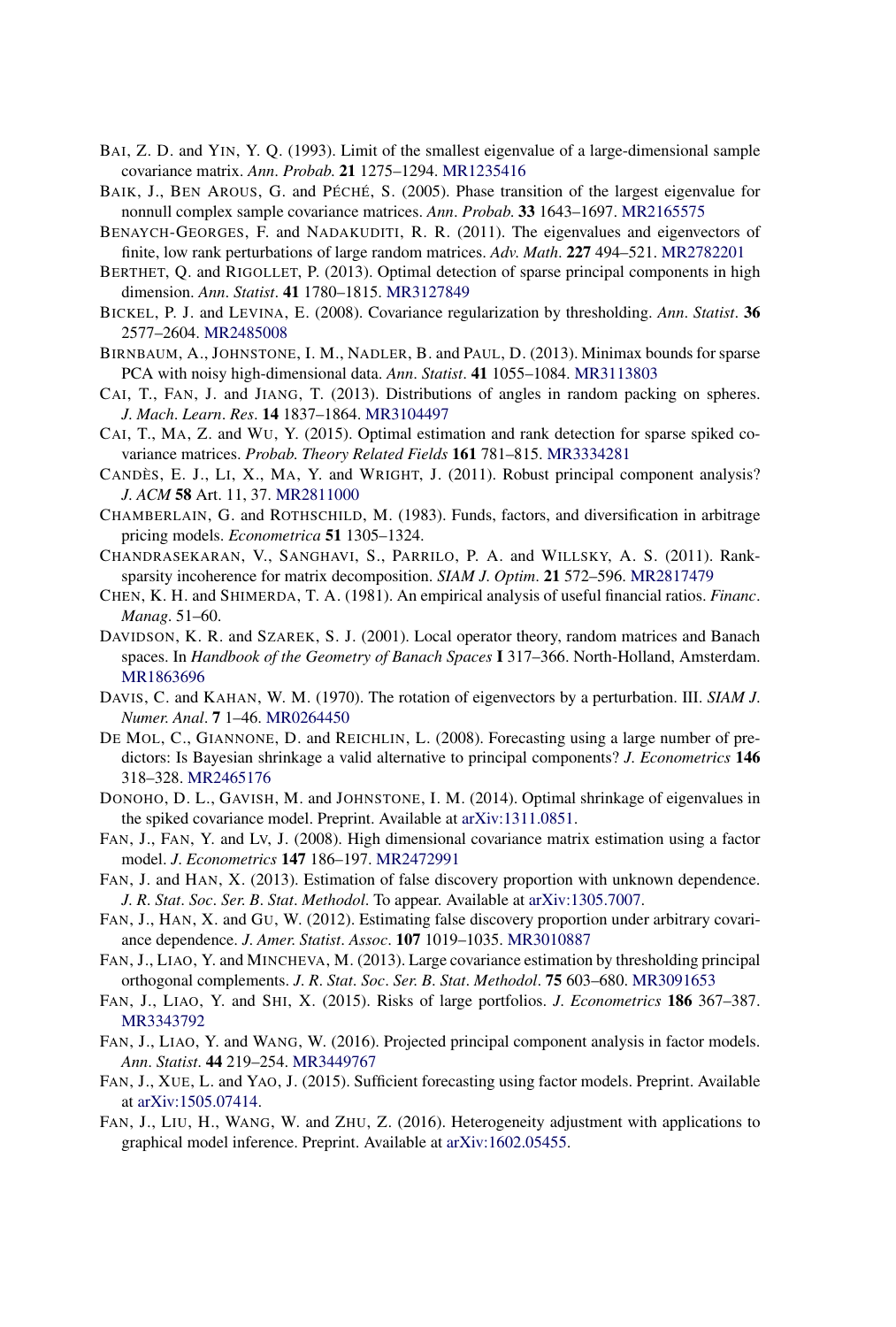BAI, Z. D. and YIN, Y. Q. (1993). Limit of the smallest eigenvalue of a large-dimensional sample covariance matrix. *Ann. Probab.* **21** 1275–1294. MR1235416

BAIK, J., BEN AROUS, G. and PÉCHÉ, S. (2005). Phase transition of the largest eigenvalue for nonnull complex sample covariance matrices. *Ann. Probab.* **33** 1643–1697. MR2165575

BENAYCH-GEORGES, F. and NADAKUDITI, R. R. (2011). The eigenvalues and eigenvectors of finite, low rank perturbations of large random matrices. *Adv. Math.* **227** 494–521. MR2782201

BERTHET, Q. and RIGOLLET, P. (2013). Optimal detection of sparse principal components in high dimension. *Ann. Statist.* **41** 1780–1815. MR3127849

BICKEL, P. J. and LEVINA, E. (2008). Covariance regularization by thresholding. *Ann. Statist.* **36** 2577–2604. MR2485008

BIRNBAUM, A., JOHNSTONE, I. M., NADLER, B. and PAUL, D. (2013). Minimax bounds for sparse PCA with noisy high-dimensional data. *Ann. Statist.* **41** 1055–1084. MR3113803

CAI, T., FAN, J. and JIANG, T. (2013). Distributions of angles in random packing on spheres. *J. Mach. Learn. Res.* **14** 1837–1864. MR3104497

CAI, T., MA, Z. and WU, Y. (2015). Optimal estimation and rank detection for sparse spiked covariance matrices. *Probab. Theory Related Fields* **161** 781–815. MR3334281

CANDÈS, E. J., LI, X., MA, Y. and WRIGHT, J. (2011). Robust principal component analysis? *J. ACM* **58** Art. 11, 37. MR2811000

CHAMBERLAIN, G. and ROTHSCHILD, M. (1983). Funds, factors, and diversification in arbitrage pricing models. *Econometrica* **51** 1305–1324.

CHANDRASEKARAN, V., SANGHAVI, S., PARRILO, P. A. and WILLSKY, A. S. (2011). Rank-sparsity incoherence for matrix decomposition. *SIAM J. Optim.* **21** 572–596. MR2817479

CHEN, K. H. and SHIMERDA, T. A. (1981). An empirical analysis of useful financial ratios. *Financ. Manag.* 51–60.

DAVIDSON, K. R. and SZAREK, S. J. (2001). Local operator theory, random matrices and Banach spaces. In *Handbook of the Geometry of Banach Spaces* **I** 317–366. North-Holland, Amsterdam. MR1863696

DAVIS, C. and KAHAN, W. M. (1970). The rotation of eigenvectors by a perturbation. III. *SIAM J. Numer. Anal.* **7** 1–46. MR0264450

DE MOL, C., GIANNONE, D. and REICHLIN, L. (2008). Forecasting using a large number of predictors: Is Bayesian shrinkage a valid alternative to principal components? *J. Econometrics* **146** 318–328. MR2465176

DONOHO, D. L., GAVISH, M. and JOHNSTONE, I. M. (2014). Optimal shrinkage of eigenvalues in the spiked covariance model. Preprint. Available at arXiv:1311.0851.

FAN, J., FAN, Y. and LV, J. (2008). High dimensional covariance matrix estimation using a factor model. *J. Econometrics* **147** 186–197. MR2472991

FAN, J. and HAN, X. (2013). Estimation of false discovery proportion with unknown dependence. *J. R. Stat. Soc. Ser. B. Stat. Methodol.* To appear. Available at arXiv:1305.7007.

FAN, J., HAN, X. and GU, W. (2012). Estimating false discovery proportion under arbitrary covariance dependence. *J. Amer. Statist. Assoc.* **107** 1019–1035. MR3010887

FAN, J., LIAO, Y. and MINCHEVA, M. (2013). Large covariance estimation by thresholding principal orthogonal complements. *J. R. Stat. Soc. Ser. B. Stat. Methodol.* **75** 603–680. MR3091653

FAN, J., LIAO, Y. and SHI, X. (2015). Risks of large portfolios. *J. Econometrics* **186** 367–387. MR3343792

FAN, J., LIAO, Y. and WANG, W. (2016). Projected principal component analysis in factor models. *Ann. Statist.* **44** 219–254. MR3449767

FAN, J., XUE, L. and YAO, J. (2015). Sufficient forecasting using factor models. Preprint. Available at arXiv:1505.07414.

FAN, J., LIU, H., WANG, W. and ZHU, Z. (2016). Heterogeneity adjustment with applications to graphical model inference. Preprint. Available at arXiv:1602.05455.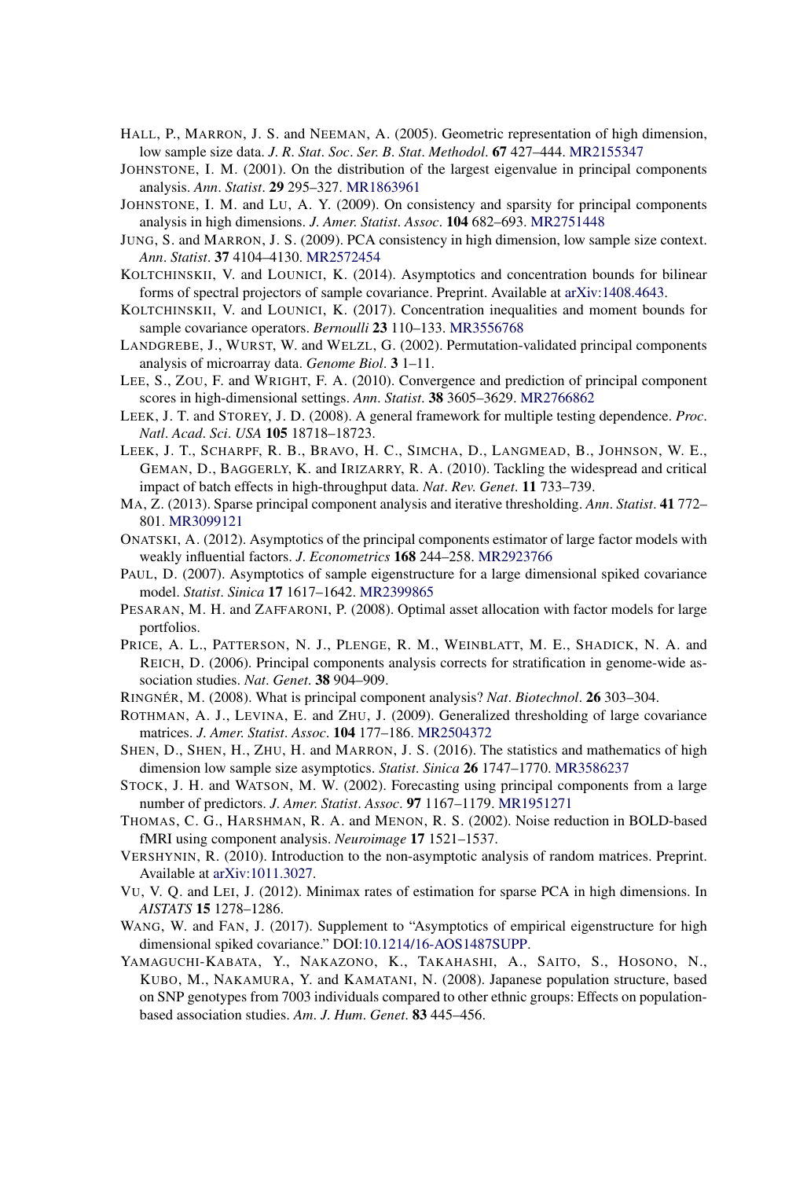HALL, P., MARRON, J. S. and NEEMAN, A. (2005). Geometric representation of high dimension, low sample size data. *J. R. Stat. Soc. Ser. B. Stat. Methodol.* **67** 427–444. MR2155347

JOHNSTONE, I. M. (2001). On the distribution of the largest eigenvalue in principal components analysis. *Ann. Statist.* **29** 295–327. MR1863961

JOHNSTONE, I. M. and LU, A. Y. (2009). On consistency and sparsity for principal components analysis in high dimensions. *J. Amer. Statist. Assoc.* **104** 682–693. MR2751448

JUNG, S. and MARRON, J. S. (2009). PCA consistency in high dimension, low sample size context. *Ann. Statist.* **37** 4104–4130. MR2572454

KOLTCHINSKII, V. and LOUNICI, K. (2014). Asymptotics and concentration bounds for bilinear forms of spectral projectors of sample covariance. Preprint. Available at arXiv:1408.4643.

KOLTCHINSKII, V. and LOUNICI, K. (2017). Concentration inequalities and moment bounds for sample covariance operators. *Bernoulli* **23** 110–133. MR3556768

LANDGREBE, J., WURST, W. and WELZL, G. (2002). Permutation-validated principal components analysis of microarray data. *Genome Biol.* **3** 1–11.

LEE, S., ZOU, F. and WRIGHT, F. A. (2010). Convergence and prediction of principal component scores in high-dimensional settings. *Ann. Statist.* **38** 3605–3629. MR2766862

LEEK, J. T. and STOREY, J. D. (2008). A general framework for multiple testing dependence. *Proc. Natl. Acad. Sci. USA* **105** 18718–18723.

LEEK, J. T., SCHARPF, R. B., BRAVO, H. C., SIMCHA, D., LANGMEAD, B., JOHNSON, W. E., GEMAN, D., BAGGERLY, K. and IRIZARRY, R. A. (2010). Tackling the widespread and critical impact of batch effects in high-throughput data. *Nat. Rev. Genet.* **11** 733–739.

MA, Z. (2013). Sparse principal component analysis and iterative thresholding. *Ann. Statist.* **41** 772–801. MR3099121

ONATSKI, A. (2012). Asymptotics of the principal components estimator of large factor models with weakly influential factors. *J. Econometrics* **168** 244–258. MR2923766

PAUL, D. (2007). Asymptotics of sample eigenstructure for a large dimensional spiked covariance model. *Statist. Sinica* **17** 1617–1642. MR2399865

PESARAN, M. H. and ZAFFARONI, P. (2008). Optimal asset allocation with factor models for large portfolios.

PRICE, A. L., PATTERSON, N. J., PLENGE, R. M., WEINBLATT, M. E., SHADICK, N. A. and REICH, D. (2006). Principal components analysis corrects for stratification in genome-wide association studies. *Nat. Genet.* **38** 904–909.

RINGNÉR, M. (2008). What is principal component analysis? *Nat. Biotechnol.* **26** 303–304.

ROTHMAN, A. J., LEVINA, E. and ZHU, J. (2009). Generalized thresholding of large covariance matrices. *J. Amer. Statist. Assoc.* **104** 177–186. MR2504372

SHEN, D., SHEN, H., ZHU, H. and MARRON, J. S. (2016). The statistics and mathematics of high dimension low sample size asymptotics. *Statist. Sinica* **26** 1747–1770. MR3586237

STOCK, J. H. and WATSON, M. W. (2002). Forecasting using principal components from a large number of predictors. *J. Amer. Statist. Assoc.* **97** 1167–1179. MR1951271

THOMAS, C. G., HARSHMAN, R. A. and MENON, R. S. (2002). Noise reduction in BOLD-based fMRI using component analysis. *Neuroimage* **17** 1521–1537.

VERSHYNIN, R. (2010). Introduction to the non-asymptotic analysis of random matrices. Preprint. Available at arXiv:1011.3027.

VU, V. Q. and LEI, J. (2012). Minimax rates of estimation for sparse PCA in high dimensions. In *AISTATS* **15** 1278–1286.

WANG, W. and FAN, J. (2017). Supplement to "Asymptotics of empirical eigenstructure for high dimensional spiked covariance." DOI:10.1214/16-AOS1487SUPP.

YAMAGUCHI-KABATA, Y., NAKAZONO, K., TAKAHASHI, A., SAITO, S., HOSONO, N., KUBO, M., NAKAMURA, Y. and KAMATANI, N. (2008). Japanese population structure, based on SNP genotypes from 7003 individuals compared to other ethnic groups: Effects on population-based association studies. *Am. J. Hum. Genet.* **83** 445–456.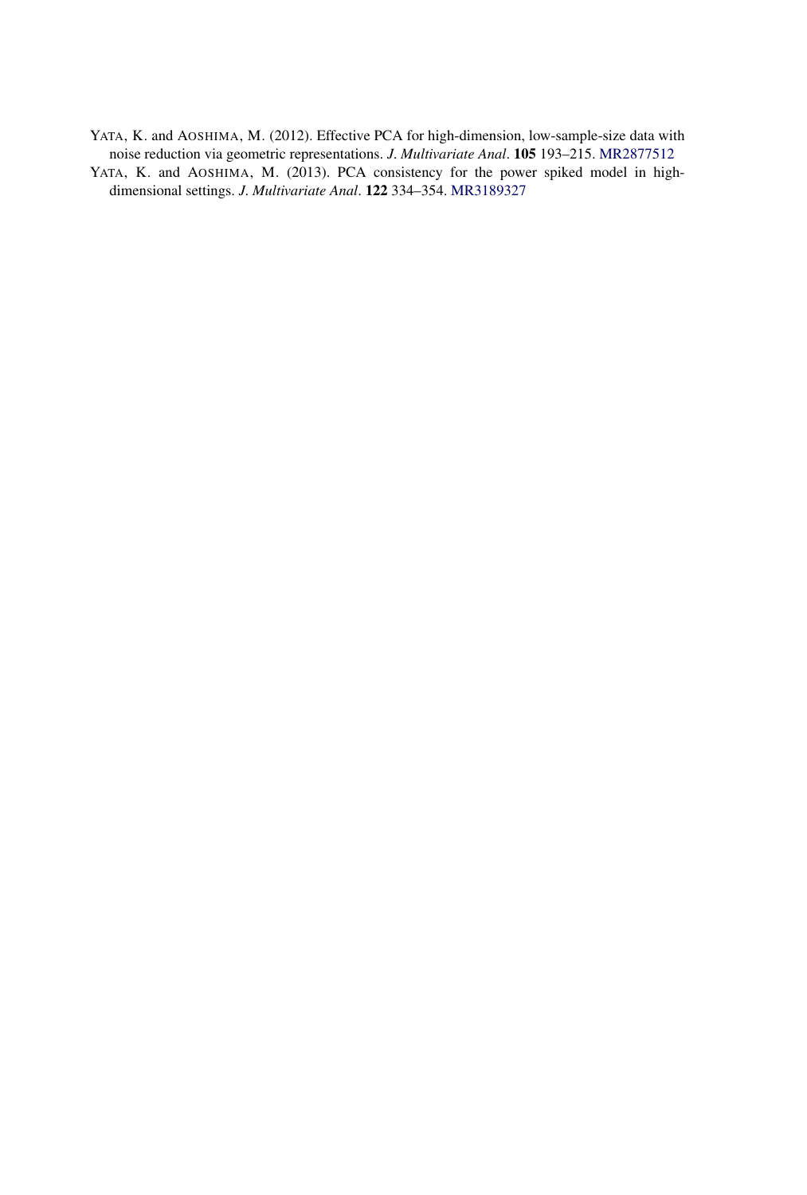YATA, K. and AOSHIMA, M. (2012). Effective PCA for high-dimension, low-sample-size data with noise reduction via geometric representations. *J. Multivariate Anal.* **105** 193–215. MR2877512

YATA, K. and AOSHIMA, M. (2013). PCA consistency for the power spiked model in high-dimensional settings. *J. Multivariate Anal.* **122** 334–354. MR3189327